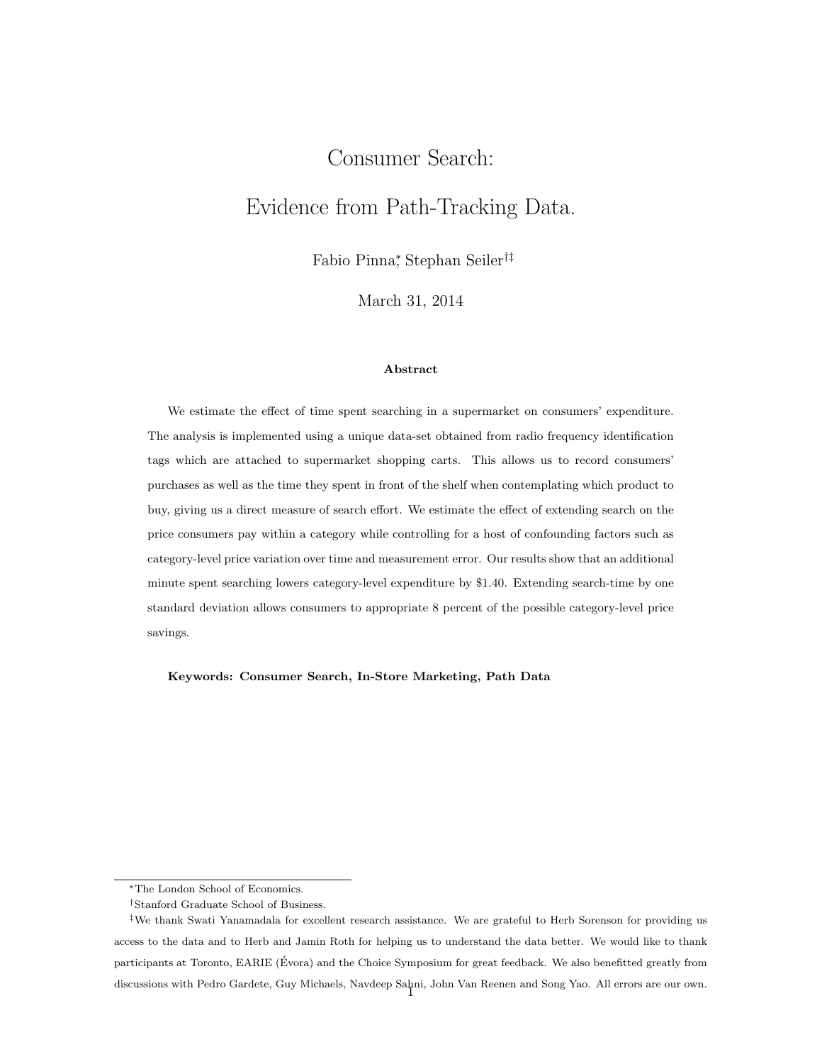# Consumer Search:

# Evidence from Path-Tracking Data.

Fabio Pinna[*], Stephan Seiler[†‡]

March 31, 2014

**Abstract**

We estimate the effect of time spent searching in a supermarket on consumers' expenditure. The analysis is implemented using a unique data-set obtained from radio frequency identification tags which are attached to supermarket shopping carts. This allows us to record consumers' purchases as well as the time they spent in front of the shelf when contemplating which product to buy, giving us a direct measure of search effort. We estimate the effect of extending search on the price consumers pay within a category while controlling for a host of confounding factors such as category-level price variation over time and measurement error. Our results show that an additional minute spent searching lowers category-level expenditure by \$1.40. Extending search-time by one standard deviation allows consumers to appropriate 8 percent of the possible category-level price savings.

**Keywords: Consumer Search, In-Store Marketing, Path Data**

---

[*] The London School of Economics.

[†] Stanford Graduate School of Business.

[‡] We thank Swati Yanamadala for excellent research assistance. We are grateful to Herb Sorenson for providing us access to the data and to Herb and Jamin Roth for helping us to understand the data better. We would like to thank participants at Toronto, EARIE (Évora) and the Choice Symposium for great feedback. We also benefitted greatly from discussions with Pedro Gardete, Guy Michaels, Navdeep Sahni, John Van Reenen and Song Yao. All errors are our own.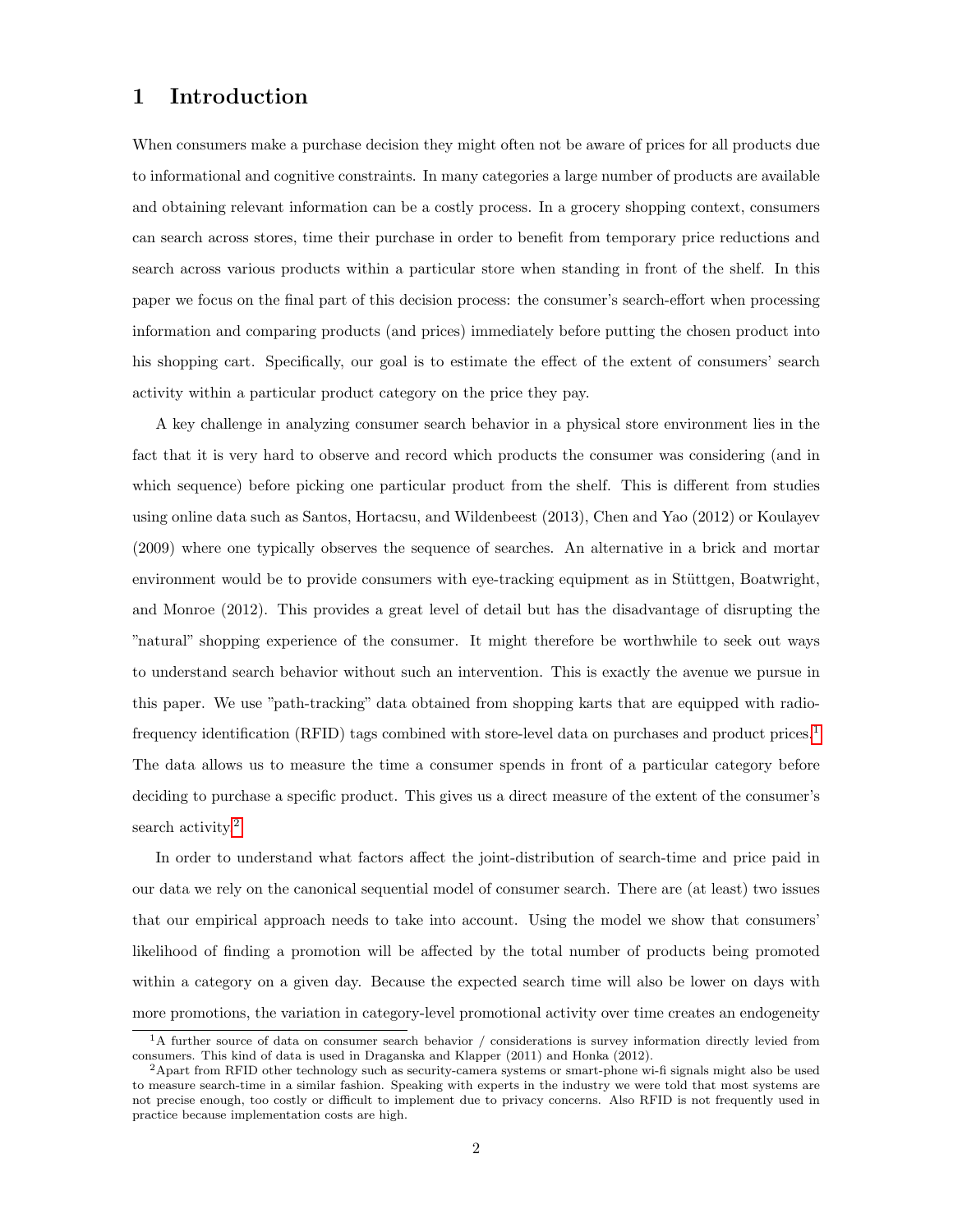# 1 Introduction

When consumers make a purchase decision they might often not be aware of prices for all products due to informational and cognitive constraints. In many categories a large number of products are available and obtaining relevant information can be a costly process. In a grocery shopping context, consumers can search across stores, time their purchase in order to benefit from temporary price reductions and search across various products within a particular store when standing in front of the shelf. In this paper we focus on the final part of this decision process: the consumer's search-effort when processing information and comparing products (and prices) immediately before putting the chosen product into his shopping cart. Specifically, our goal is to estimate the effect of the extent of consumers' search activity within a particular product category on the price they pay.

A key challenge in analyzing consumer search behavior in a physical store environment lies in the fact that it is very hard to observe and record which products the consumer was considering (and in which sequence) before picking one particular product from the shelf. This is different from studies using online data such as Santos, Hortacsu, and Wildenbeest (2013), Chen and Yao (2012) or Koulayev (2009) where one typically observes the sequence of searches. An alternative in a brick and mortar environment would be to provide consumers with eye-tracking equipment as in Stüttgen, Boatwright, and Monroe (2012). This provides a great level of detail but has the disadvantage of disrupting the "natural" shopping experience of the consumer. It might therefore be worthwhile to seek out ways to understand search behavior without such an intervention. This is exactly the avenue we pursue in this paper. We use "path-tracking" data obtained from shopping karts that are equipped with radio-frequency identification (RFID) tags combined with store-level data on purchases and product prices.[1] The data allows us to measure the time a consumer spends in front of a particular category before deciding to purchase a specific product. This gives us a direct measure of the extent of the consumer's search activity.[2]

In order to understand what factors affect the joint-distribution of search-time and price paid in our data we rely on the canonical sequential model of consumer search. There are (at least) two issues that our empirical approach needs to take into account. Using the model we show that consumers' likelihood of finding a promotion will be affected by the total number of products being promoted within a category on a given day. Because the expected search time will also be lower on days with more promotions, the variation in category-level promotional activity over time creates an endogeneity

[1] A further source of data on consumer search behavior / considerations is survey information directly levied from consumers. This kind of data is used in Draganska and Klapper (2011) and Honka (2012).

[2] Apart from RFID other technology such as security-camera systems or smart-phone wi-fi signals might also be used to measure search-time in a similar fashion. Speaking with experts in the industry we were told that most systems are not precise enough, too costly or difficult to implement due to privacy concerns. Also RFID is not frequently used in practice because implementation costs are high.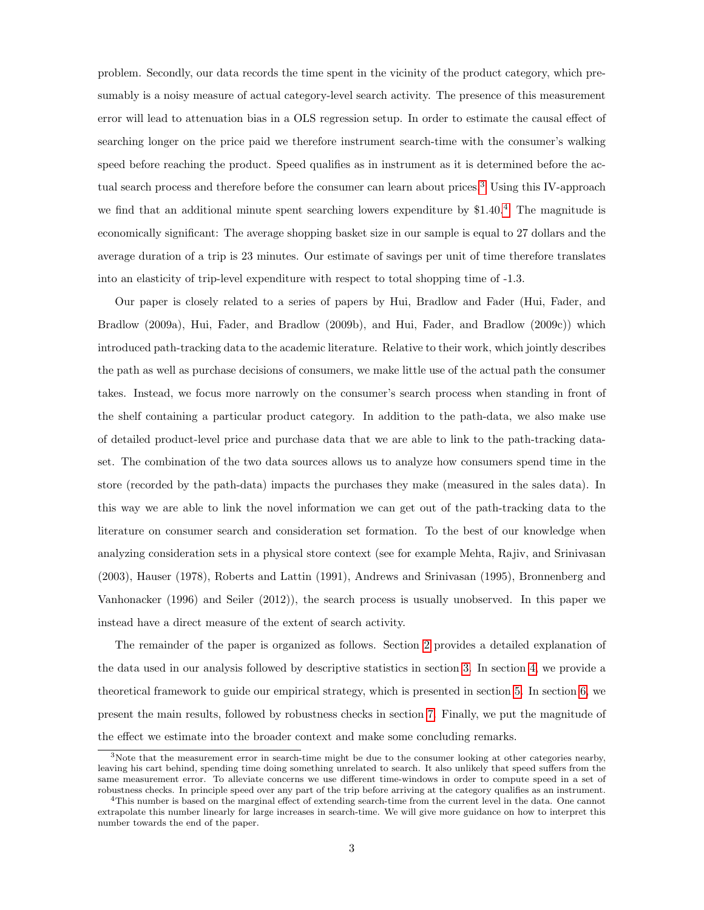problem. Secondly, our data records the time spent in the vicinity of the product category, which presumably is a noisy measure of actual category-level search activity. The presence of this measurement error will lead to attenuation bias in a OLS regression setup. In order to estimate the causal effect of searching longer on the price paid we therefore instrument search-time with the consumer's walking speed before reaching the product. Speed qualifies as in instrument as it is determined before the actual search process and therefore before the consumer can learn about prices.[3] Using this IV-approach we find that an additional minute spent searching lowers expenditure by $1.40.[4] The magnitude is economically significant: The average shopping basket size in our sample is equal to 27 dollars and the average duration of a trip is 23 minutes. Our estimate of savings per unit of time therefore translates into an elasticity of trip-level expenditure with respect to total shopping time of -1.3.

Our paper is closely related to a series of papers by Hui, Bradlow and Fader (Hui, Fader, and Bradlow (2009a), Hui, Fader, and Bradlow (2009b), and Hui, Fader, and Bradlow (2009c)) which introduced path-tracking data to the academic literature. Relative to their work, which jointly describes the path as well as purchase decisions of consumers, we make little use of the actual path the consumer takes. Instead, we focus more narrowly on the consumer's search process when standing in front of the shelf containing a particular product category. In addition to the path-data, we also make use of detailed product-level price and purchase data that we are able to link to the path-tracking dataset. The combination of the two data sources allows us to analyze how consumers spend time in the store (recorded by the path-data) impacts the purchases they make (measured in the sales data). In this way we are able to link the novel information we can get out of the path-tracking data to the literature on consumer search and consideration set formation. To the best of our knowledge when analyzing consideration sets in a physical store context (see for example Mehta, Rajiv, and Srinivasan (2003), Hauser (1978), Roberts and Lattin (1991), Andrews and Srinivasan (1995), Bronnenberg and Vanhonacker (1996) and Seiler (2012)), the search process is usually unobserved. In this paper we instead have a direct measure of the extent of search activity.

The remainder of the paper is organized as follows. Section 2 provides a detailed explanation of the data used in our analysis followed by descriptive statistics in section 3. In section 4, we provide a theoretical framework to guide our empirical strategy, which is presented in section 5. In section 6, we present the main results, followed by robustness checks in section 7. Finally, we put the magnitude of the effect we estimate into the broader context and make some concluding remarks.

---

[3] Note that the measurement error in search-time might be due to the consumer looking at other categories nearby, leaving his cart behind, spending time doing something unrelated to search. It also unlikely that speed suffers from the same measurement error. To alleviate concerns we use different time-windows in order to compute speed in a set of robustness checks. In principle speed over any part of the trip before arriving at the category qualifies as an instrument.

[4] This number is based on the marginal effect of extending search-time from the current level in the data. One cannot extrapolate this number linearly for large increases in search-time. We will give more guidance on how to interpret this number towards the end of the paper.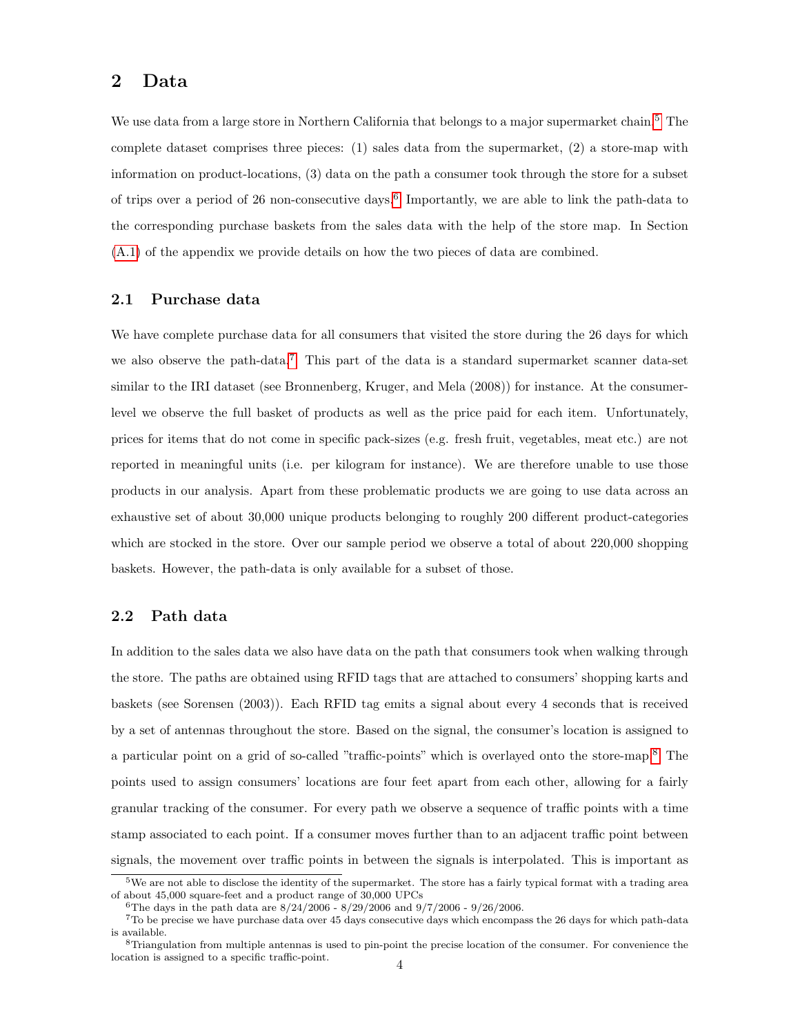## 2 Data

We use data from a large store in Northern California that belongs to a major supermarket chain.[5] The complete dataset comprises three pieces: (1) sales data from the supermarket, (2) a store-map with information on product-locations, (3) data on the path a consumer took through the store for a subset of trips over a period of 26 non-consecutive days.[6] Importantly, we are able to link the path-data to the corresponding purchase baskets from the sales data with the help of the store map. In Section (A.1) of the appendix we provide details on how the two pieces of data are combined.

### 2.1 Purchase data

We have complete purchase data for all consumers that visited the store during the 26 days for which we also observe the path-data.[7] This part of the data is a standard supermarket scanner data-set similar to the IRI dataset (see Bronnenberg, Kruger, and Mela (2008)) for instance. At the consumer-level we observe the full basket of products as well as the price paid for each item. Unfortunately, prices for items that do not come in specific pack-sizes (e.g. fresh fruit, vegetables, meat etc.) are not reported in meaningful units (i.e. per kilogram for instance). We are therefore unable to use those products in our analysis. Apart from these problematic products we are going to use data across an exhaustive set of about 30,000 unique products belonging to roughly 200 different product-categories which are stocked in the store. Over our sample period we observe a total of about 220,000 shopping baskets. However, the path-data is only available for a subset of those.

### 2.2 Path data

In addition to the sales data we also have data on the path that consumers took when walking through the store. The paths are obtained using RFID tags that are attached to consumers' shopping karts and baskets (see Sorensen (2003)). Each RFID tag emits a signal about every 4 seconds that is received by a set of antennas throughout the store. Based on the signal, the consumer's location is assigned to a particular point on a grid of so-called "traffic-points" which is overlayed onto the store-map.[8] The points used to assign consumers' locations are four feet apart from each other, allowing for a fairly granular tracking of the consumer. For every path we observe a sequence of traffic points with a time stamp associated to each point. If a consumer moves further than to an adjacent traffic point between signals, the movement over traffic points in between the signals is interpolated. This is important as

---

[5] We are not able to disclose the identity of the supermarket. The store has a fairly typical format with a trading area of about 45,000 square-feet and a product range of 30,000 UPCs

[6] The days in the path data are 8/24/2006 - 8/29/2006 and 9/7/2006 - 9/26/2006.

[7] To be precise we have purchase data over 45 days consecutive days which encompass the 26 days for which path-data is available.

[8] Triangulation from multiple antennas is used to pin-point the precise location of the consumer. For convenience the location is assigned to a specific traffic-point.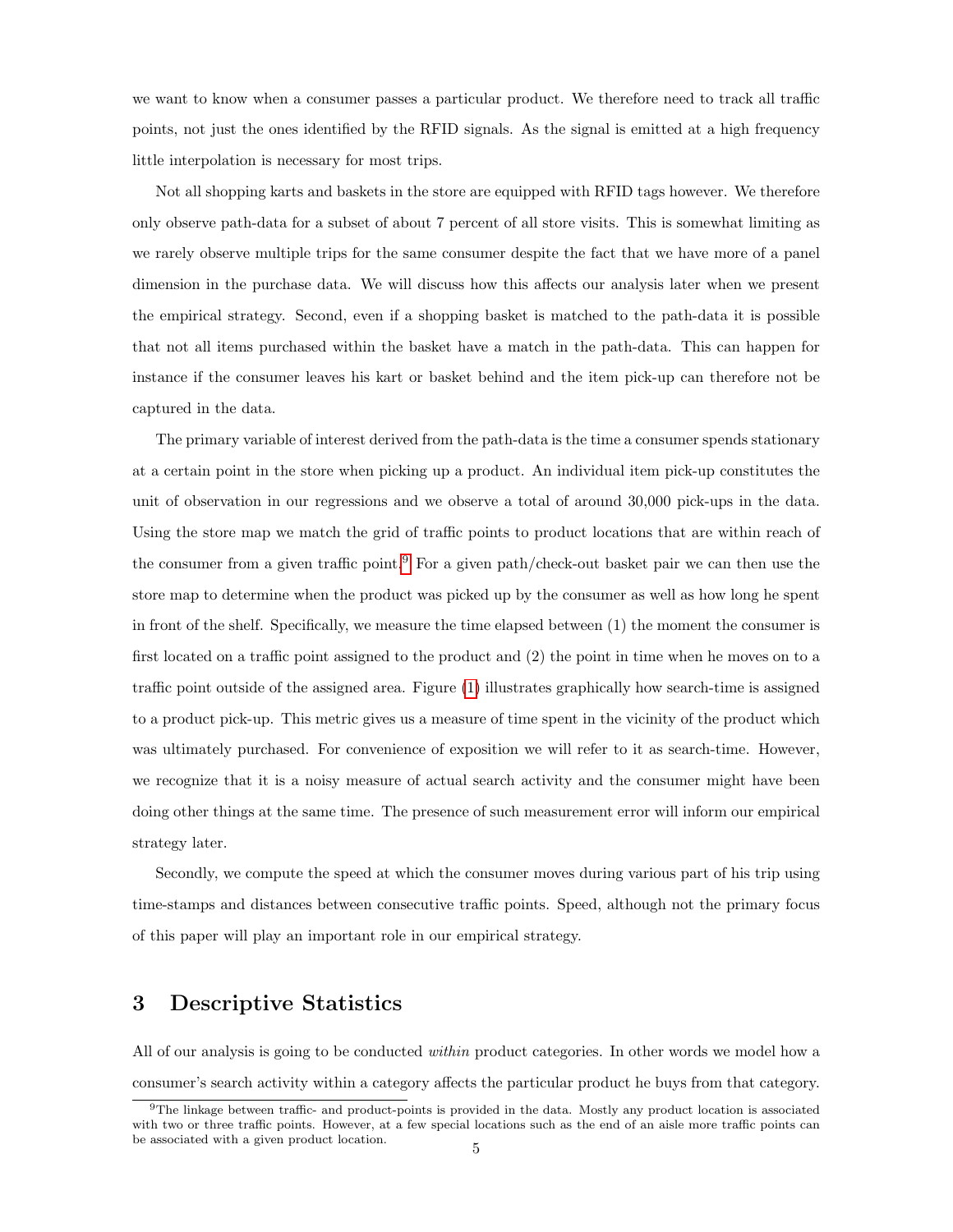we want to know when a consumer passes a particular product. We therefore need to track all traffic points, not just the ones identified by the RFID signals. As the signal is emitted at a high frequency little interpolation is necessary for most trips.

Not all shopping karts and baskets in the store are equipped with RFID tags however. We therefore only observe path-data for a subset of about 7 percent of all store visits. This is somewhat limiting as we rarely observe multiple trips for the same consumer despite the fact that we have more of a panel dimension in the purchase data. We will discuss how this affects our analysis later when we present the empirical strategy. Second, even if a shopping basket is matched to the path-data it is possible that not all items purchased within the basket have a match in the path-data. This can happen for instance if the consumer leaves his kart or basket behind and the item pick-up can therefore not be captured in the data.

The primary variable of interest derived from the path-data is the time a consumer spends stationary at a certain point in the store when picking up a product. An individual item pick-up constitutes the unit of observation in our regressions and we observe a total of around 30,000 pick-ups in the data. Using the store map we match the grid of traffic points to product locations that are within reach of the consumer from a given traffic point.[9] For a given path/check-out basket pair we can then use the store map to determine when the product was picked up by the consumer as well as how long he spent in front of the shelf. Specifically, we measure the time elapsed between (1) the moment the consumer is first located on a traffic point assigned to the product and (2) the point in time when he moves on to a traffic point outside of the assigned area. Figure (1) illustrates graphically how search-time is assigned to a product pick-up. This metric gives us a measure of time spent in the vicinity of the product which was ultimately purchased. For convenience of exposition we will refer to it as search-time. However, we recognize that it is a noisy measure of actual search activity and the consumer might have been doing other things at the same time. The presence of such measurement error will inform our empirical strategy later.

Secondly, we compute the speed at which the consumer moves during various part of his trip using time-stamps and distances between consecutive traffic points. Speed, although not the primary focus of this paper will play an important role in our empirical strategy.

## 3 Descriptive Statistics

All of our analysis is going to be conducted *within* product categories. In other words we model how a consumer's search activity within a category affects the particular product he buys from that category.

[9] The linkage between traffic- and product-points is provided in the data. Mostly any product location is associated with two or three traffic points. However, at a few special locations such as the end of an aisle more traffic points can be associated with a given product location.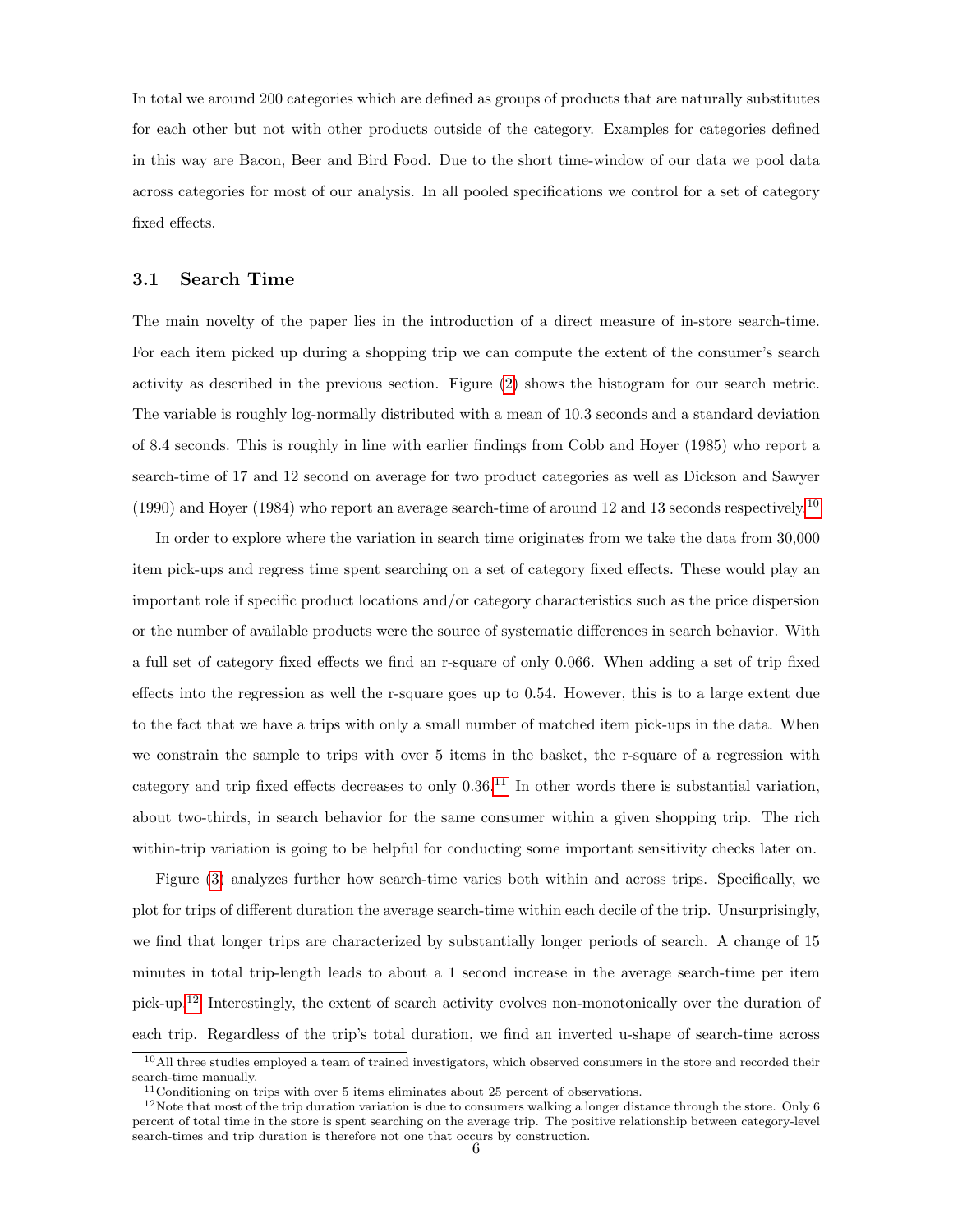In total we around 200 categories which are defined as groups of products that are naturally substitutes for each other but not with other products outside of the category. Examples for categories defined in this way are Bacon, Beer and Bird Food. Due to the short time-window of our data we pool data across categories for most of our analysis. In all pooled specifications we control for a set of category fixed effects.

### 3.1 Search Time

The main novelty of the paper lies in the introduction of a direct measure of in-store search-time. For each item picked up during a shopping trip we can compute the extent of the consumer's search activity as described in the previous section. Figure (2) shows the histogram for our search metric. The variable is roughly log-normally distributed with a mean of 10.3 seconds and a standard deviation of 8.4 seconds. This is roughly in line with earlier findings from Cobb and Hoyer (1985) who report a search-time of 17 and 12 second on average for two product categories as well as Dickson and Sawyer (1990) and Hoyer (1984) who report an average search-time of around 12 and 13 seconds respectively.[10]

In order to explore where the variation in search time originates from we take the data from 30,000 item pick-ups and regress time spent searching on a set of category fixed effects. These would play an important role if specific product locations and/or category characteristics such as the price dispersion or the number of available products were the source of systematic differences in search behavior. With a full set of category fixed effects we find an r-square of only 0.066. When adding a set of trip fixed effects into the regression as well the r-square goes up to 0.54. However, this is to a large extent due to the fact that we have a trips with only a small number of matched item pick-ups in the data. When we constrain the sample to trips with over 5 items in the basket, the r-square of a regression with category and trip fixed effects decreases to only 0.36.[11] In other words there is substantial variation, about two-thirds, in search behavior for the same consumer within a given shopping trip. The rich within-trip variation is going to be helpful for conducting some important sensitivity checks later on.

Figure (3) analyzes further how search-time varies both within and across trips. Specifically, we plot for trips of different duration the average search-time within each decile of the trip. Unsurprisingly, we find that longer trips are characterized by substantially longer periods of search. A change of 15 minutes in total trip-length leads to about a 1 second increase in the average search-time per item pick-up.[12] Interestingly, the extent of search activity evolves non-monotonically over the duration of each trip. Regardless of the trip's total duration, we find an inverted u-shape of search-time across

---

[10] All three studies employed a team of trained investigators, which observed consumers in the store and recorded their search-time manually.

[11] Conditioning on trips with over 5 items eliminates about 25 percent of observations.

[12] Note that most of the trip duration variation is due to consumers walking a longer distance through the store. Only 6 percent of total time in the store is spent searching on the average trip. The positive relationship between category-level search-times and trip duration is therefore not one that occurs by construction.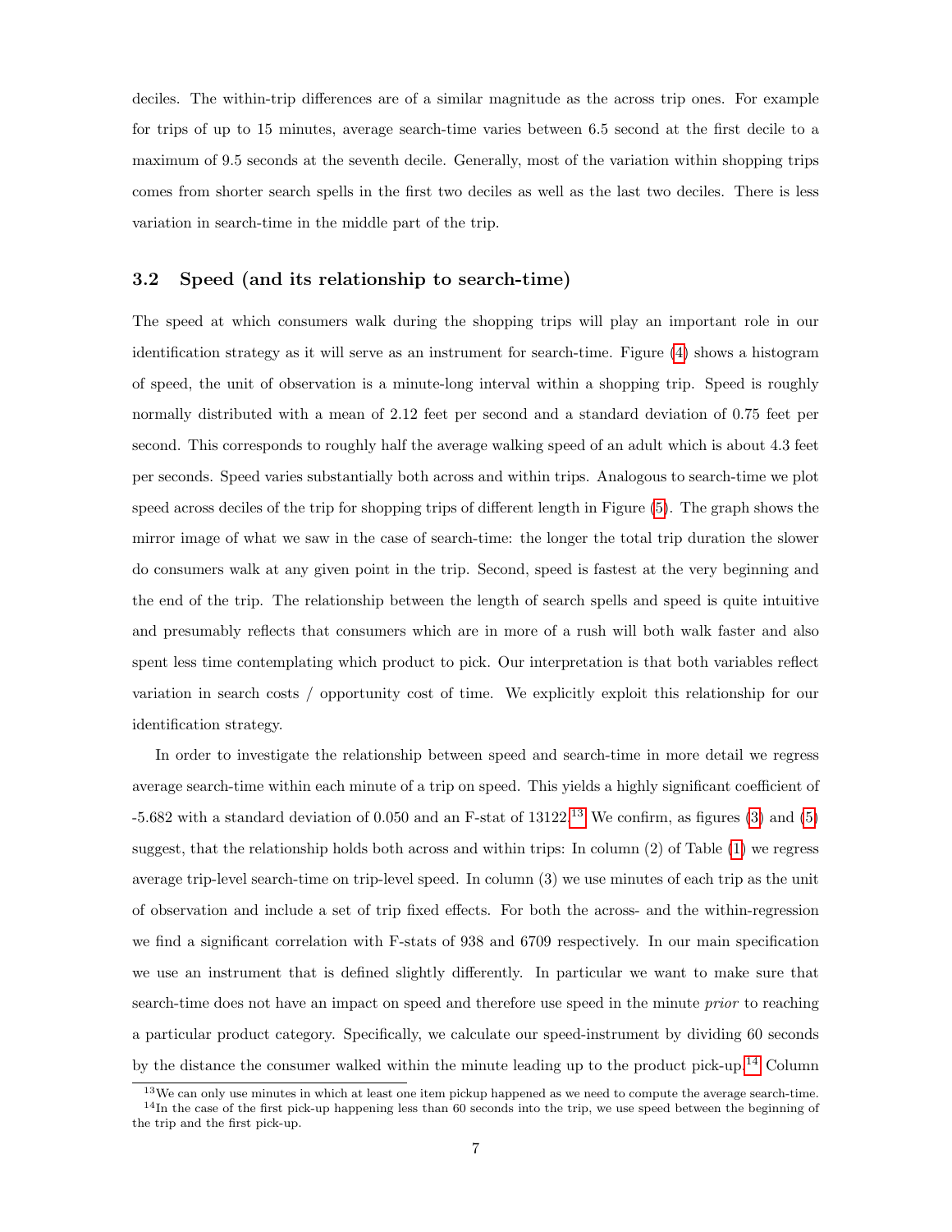deciles. The within-trip differences are of a similar magnitude as the across trip ones. For example for trips of up to 15 minutes, average search-time varies between 6.5 second at the first decile to a maximum of 9.5 seconds at the seventh decile. Generally, most of the variation within shopping trips comes from shorter search spells in the first two deciles as well as the last two deciles. There is less variation in search-time in the middle part of the trip.

## 3.2 Speed (and its relationship to search-time)

The speed at which consumers walk during the shopping trips will play an important role in our identification strategy as it will serve as an instrument for search-time. Figure (4) shows a histogram of speed, the unit of observation is a minute-long interval within a shopping trip. Speed is roughly normally distributed with a mean of 2.12 feet per second and a standard deviation of 0.75 feet per second. This corresponds to roughly half the average walking speed of an adult which is about 4.3 feet per seconds. Speed varies substantially both across and within trips. Analogous to search-time we plot speed across deciles of the trip for shopping trips of different length in Figure (5). The graph shows the mirror image of what we saw in the case of search-time: the longer the total trip duration the slower do consumers walk at any given point in the trip. Second, speed is fastest at the very beginning and the end of the trip. The relationship between the length of search spells and speed is quite intuitive and presumably reflects that consumers which are in more of a rush will both walk faster and also spent less time contemplating which product to pick. Our interpretation is that both variables reflect variation in search costs / opportunity cost of time. We explicitly exploit this relationship for our identification strategy.

In order to investigate the relationship between speed and search-time in more detail we regress average search-time within each minute of a trip on speed. This yields a highly significant coefficient of -5.682 with a standard deviation of 0.050 and an F-stat of 13122.[13] We confirm, as figures (3) and (5) suggest, that the relationship holds both across and within trips: In column (2) of Table (1) we regress average trip-level search-time on trip-level speed. In column (3) we use minutes of each trip as the unit of observation and include a set of trip fixed effects. For both the across- and the within-regression we find a significant correlation with F-stats of 938 and 6709 respectively. In our main specification we use an instrument that is defined slightly differently. In particular we want to make sure that search-time does not have an impact on speed and therefore use speed in the minute *prior* to reaching a particular product category. Specifically, we calculate our speed-instrument by dividing 60 seconds by the distance the consumer walked within the minute leading up to the product pick-up.[14] Column

[13] We can only use minutes in which at least one item pickup happened as we need to compute the average search-time.

[14] In the case of the first pick-up happening less than 60 seconds into the trip, we use speed between the beginning of the trip and the first pick-up.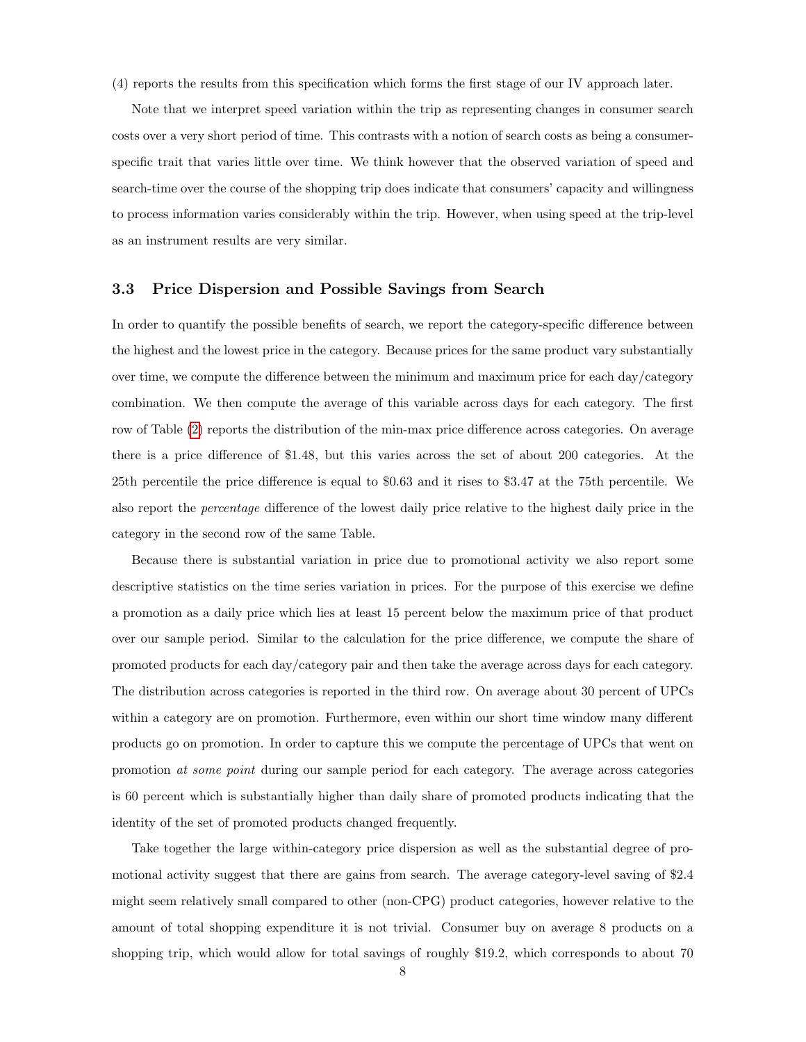(4) reports the results from this specification which forms the first stage of our IV approach later.

Note that we interpret speed variation within the trip as representing changes in consumer search costs over a very short period of time. This contrasts with a notion of search costs as being a consumer-specific trait that varies little over time. We think however that the observed variation of speed and search-time over the course of the shopping trip does indicate that consumers' capacity and willingness to process information varies considerably within the trip. However, when using speed at the trip-level as an instrument results are very similar.

### 3.3 Price Dispersion and Possible Savings from Search

In order to quantify the possible benefits of search, we report the category-specific difference between the highest and the lowest price in the category. Because prices for the same product vary substantially over time, we compute the difference between the minimum and maximum price for each day/category combination. We then compute the average of this variable across days for each category. The first row of Table (2) reports the distribution of the min-max price difference across categories. On average there is a price difference of \$1.48, but this varies across the set of about 200 categories. At the 25th percentile the price difference is equal to \$0.63 and it rises to \$3.47 at the 75th percentile. We also report the *percentage* difference of the lowest daily price relative to the highest daily price in the category in the second row of the same Table.

Because there is substantial variation in price due to promotional activity we also report some descriptive statistics on the time series variation in prices. For the purpose of this exercise we define a promotion as a daily price which lies at least 15 percent below the maximum price of that product over our sample period. Similar to the calculation for the price difference, we compute the share of promoted products for each day/category pair and then take the average across days for each category. The distribution across categories is reported in the third row. On average about 30 percent of UPCs within a category are on promotion. Furthermore, even within our short time window many different products go on promotion. In order to capture this we compute the percentage of UPCs that went on promotion *at some point* during our sample period for each category. The average across categories is 60 percent which is substantially higher than daily share of promoted products indicating that the identity of the set of promoted products changed frequently.

Take together the large within-category price dispersion as well as the substantial degree of promotional activity suggest that there are gains from search. The average category-level saving of \$2.4 might seem relatively small compared to other (non-CPG) product categories, however relative to the amount of total shopping expenditure it is not trivial. Consumer buy on average 8 products on a shopping trip, which would allow for total savings of roughly \$19.2, which corresponds to about 70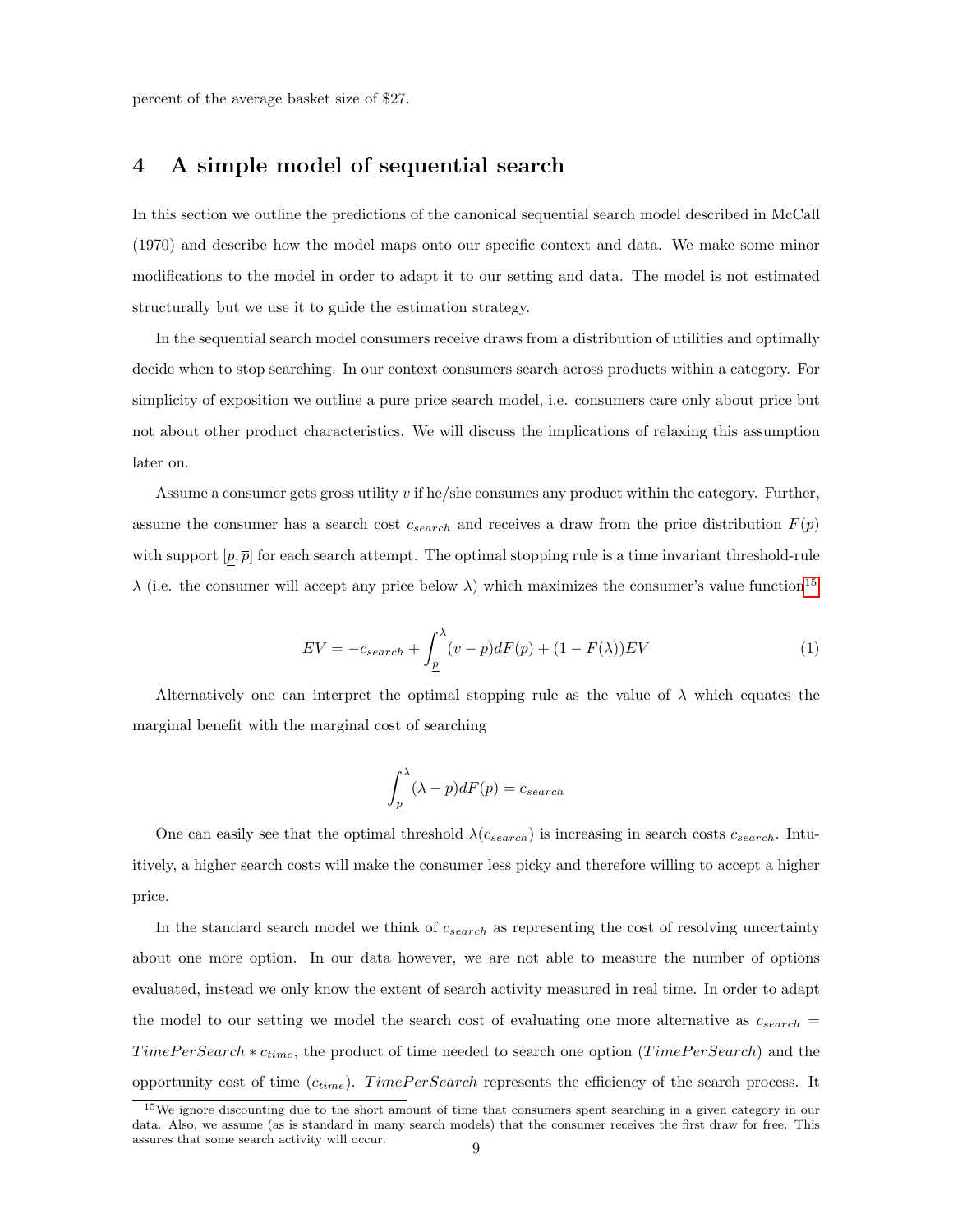percent of the average basket size of $27.

# 4 A simple model of sequential search

In this section we outline the predictions of the canonical sequential search model described in McCall (1970) and describe how the model maps onto our specific context and data. We make some minor modifications to the model in order to adapt it to our setting and data. The model is not estimated structurally but we use it to guide the estimation strategy.

In the sequential search model consumers receive draws from a distribution of utilities and optimally decide when to stop searching. In our context consumers search across products within a category. For simplicity of exposition we outline a pure price search model, i.e. consumers care only about price but not about other product characteristics. We will discuss the implications of relaxing this assumption later on.

Assume a consumer gets gross utility $v$ if he/she consumes any product within the category. Further, assume the consumer has a search cost $c_{search}$ and receives a draw from the price distribution $F(p)$ with support $[\underline{p}, \overline{p}]$ for each search attempt. The optimal stopping rule is a time invariant threshold-rule $\lambda$ (i.e. the consumer will accept any price below $\lambda$) which maximizes the consumer's value function[15]

$$EV = -c_{search} + \int_{\underline{p}}^{\lambda} (v - p) dF(p) + (1 - F(\lambda))EV \tag{1}$$

Alternatively one can interpret the optimal stopping rule as the value of $\lambda$ which equates the marginal benefit with the marginal cost of searching

$$\int_{\underline{p}}^{\lambda} (\lambda - p) dF(p) = c_{search}$$

One can easily see that the optimal threshold $\lambda(c_{search})$ is increasing in search costs $c_{search}$. Intuitively, a higher search costs will make the consumer less picky and therefore willing to accept a higher price.

In the standard search model we think of $c_{search}$ as representing the cost of resolving uncertainty about one more option. In our data however, we are not able to measure the number of options evaluated, instead we only know the extent of search activity measured in real time. In order to adapt the model to our setting we model the search cost of evaluating one more alternative as $c_{search} = TimePerSearch * c_{time}$, the product of time needed to search one option ($TimePerSearch$) and the opportunity cost of time ($c_{time}$). $TimePerSearch$ represents the efficiency of the search process. It

[15] We ignore discounting due to the short amount of time that consumers spent searching in a given category in our data. Also, we assume (as is standard in many search models) that the consumer receives the first draw for free. This assures that some search activity will occur.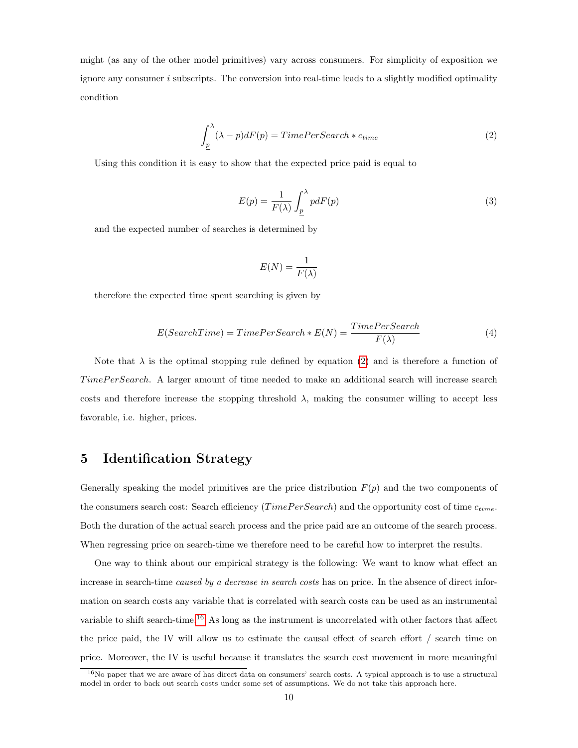might (as any of the other model primitives) vary across consumers. For simplicity of exposition we ignore any consumer $i$ subscripts. The conversion into real-time leads to a slightly modified optimality condition

$$\int_{\underline{p}}^{\lambda} (\lambda - p) dF(p) = TimePerSearch * c_{time} \tag{2}$$

Using this condition it is easy to show that the expected price paid is equal to

$$E(p) = \frac{1}{F(\lambda)} \int_{\underline{p}}^{\lambda} p dF(p) \tag{3}$$

and the expected number of searches is determined by

$$E(N) = \frac{1}{F(\lambda)}$$

therefore the expected time spent searching is given by

$$E(SearchTime) = TimePerSearch * E(N) = \frac{TimePerSearch}{F(\lambda)} \tag{4}$$

Note that $\lambda$ is the optimal stopping rule defined by equation (2) and is therefore a function of $TimePerSearch$. A larger amount of time needed to make an additional search will increase search costs and therefore increase the stopping threshold $\lambda$, making the consumer willing to accept less favorable, i.e. higher, prices.

## 5 Identification Strategy

Generally speaking the model primitives are the price distribution $F(p)$ and the two components of the consumers search cost: Search efficiency ($TimePerSearch$) and the opportunity cost of time $c_{time}$. Both the duration of the actual search process and the price paid are an outcome of the search process. When regressing price on search-time we therefore need to be careful how to interpret the results.

One way to think about our empirical strategy is the following: We want to know what effect an increase in search-time *caused by a decrease in search costs* has on price. In the absence of direct information on search costs any variable that is correlated with search costs can be used as an instrumental variable to shift search-time.[16] As long as the instrument is uncorrelated with other factors that affect the price paid, the IV will allow us to estimate the causal effect of search effort / search time on price. Moreover, the IV is useful because it translates the search cost movement in more meaningful

[16] No paper that we are aware of has direct data on consumers' search costs. A typical approach is to use a structural model in order to back out search costs under some set of assumptions. We do not take this approach here.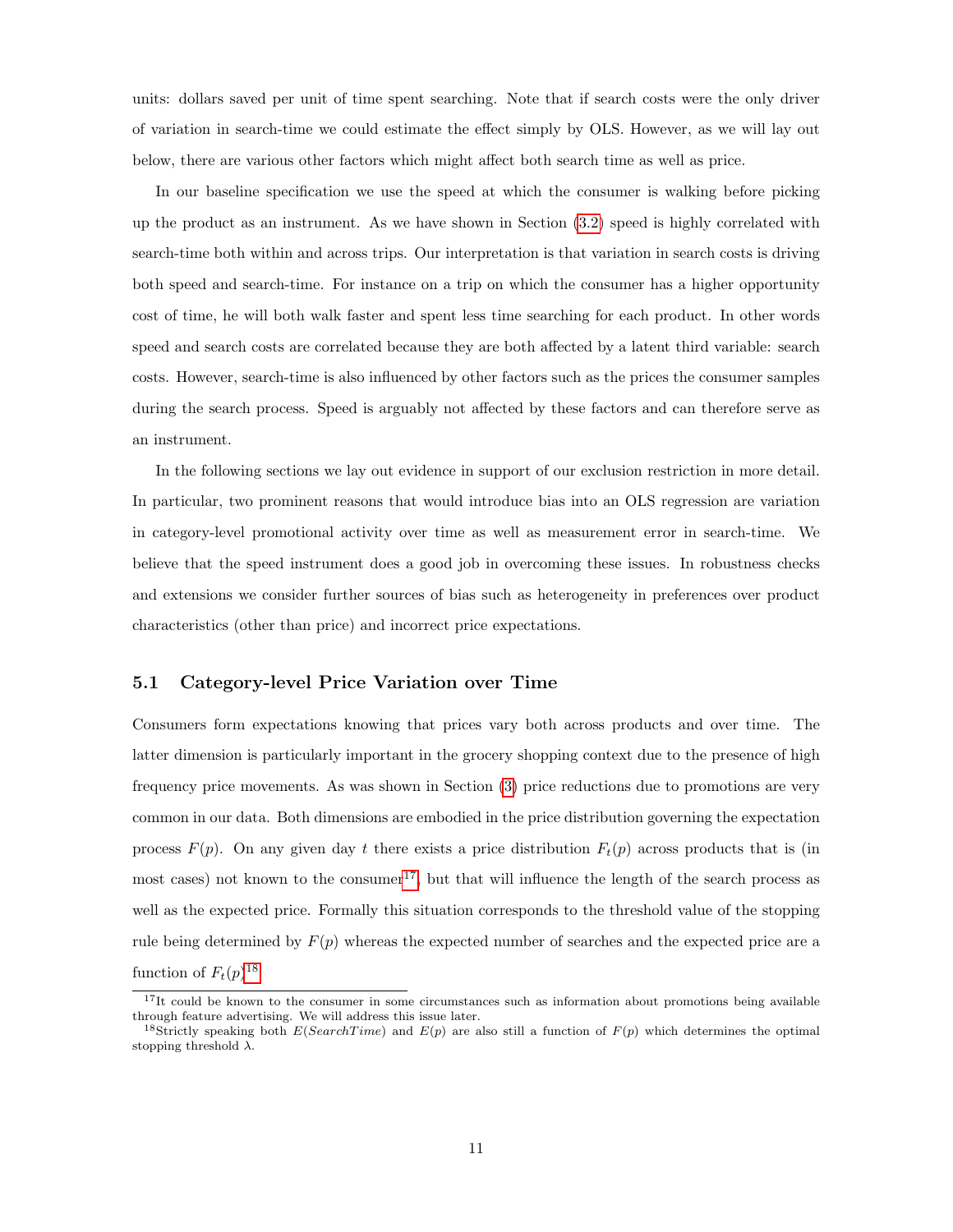units: dollars saved per unit of time spent searching. Note that if search costs were the only driver of variation in search-time we could estimate the effect simply by OLS. However, as we will lay out below, there are various other factors which might affect both search time as well as price.

In our baseline specification we use the speed at which the consumer is walking before picking up the product as an instrument. As we have shown in Section (3.2) speed is highly correlated with search-time both within and across trips. Our interpretation is that variation in search costs is driving both speed and search-time. For instance on a trip on which the consumer has a higher opportunity cost of time, he will both walk faster and spent less time searching for each product. In other words speed and search costs are correlated because they are both affected by a latent third variable: search costs. However, search-time is also influenced by other factors such as the prices the consumer samples during the search process. Speed is arguably not affected by these factors and can therefore serve as an instrument.

In the following sections we lay out evidence in support of our exclusion restriction in more detail. In particular, two prominent reasons that would introduce bias into an OLS regression are variation in category-level promotional activity over time as well as measurement error in search-time. We believe that the speed instrument does a good job in overcoming these issues. In robustness checks and extensions we consider further sources of bias such as heterogeneity in preferences over product characteristics (other than price) and incorrect price expectations.

## 5.1 Category-level Price Variation over Time

Consumers form expectations knowing that prices vary both across products and over time. The latter dimension is particularly important in the grocery shopping context due to the presence of high frequency price movements. As was shown in Section (3) price reductions due to promotions are very common in our data. Both dimensions are embodied in the price distribution governing the expectation process $F(p)$. On any given day $t$ there exists a price distribution $F_t(p)$ across products that is (in most cases) not known to the consumer[17], but that will influence the length of the search process as well as the expected price. Formally this situation corresponds to the threshold value of the stopping rule being determined by $F(p)$ whereas the expected number of searches and the expected price are a function of $F_t(p)$[18].

[17] It could be known to the consumer in some circumstances such as information about promotions being available through feature advertising. We will address this issue later.

[18] Strictly speaking both $E(SearchTime)$ and $E(p)$ are also still a function of $F(p)$ which determines the optimal stopping threshold $\lambda$.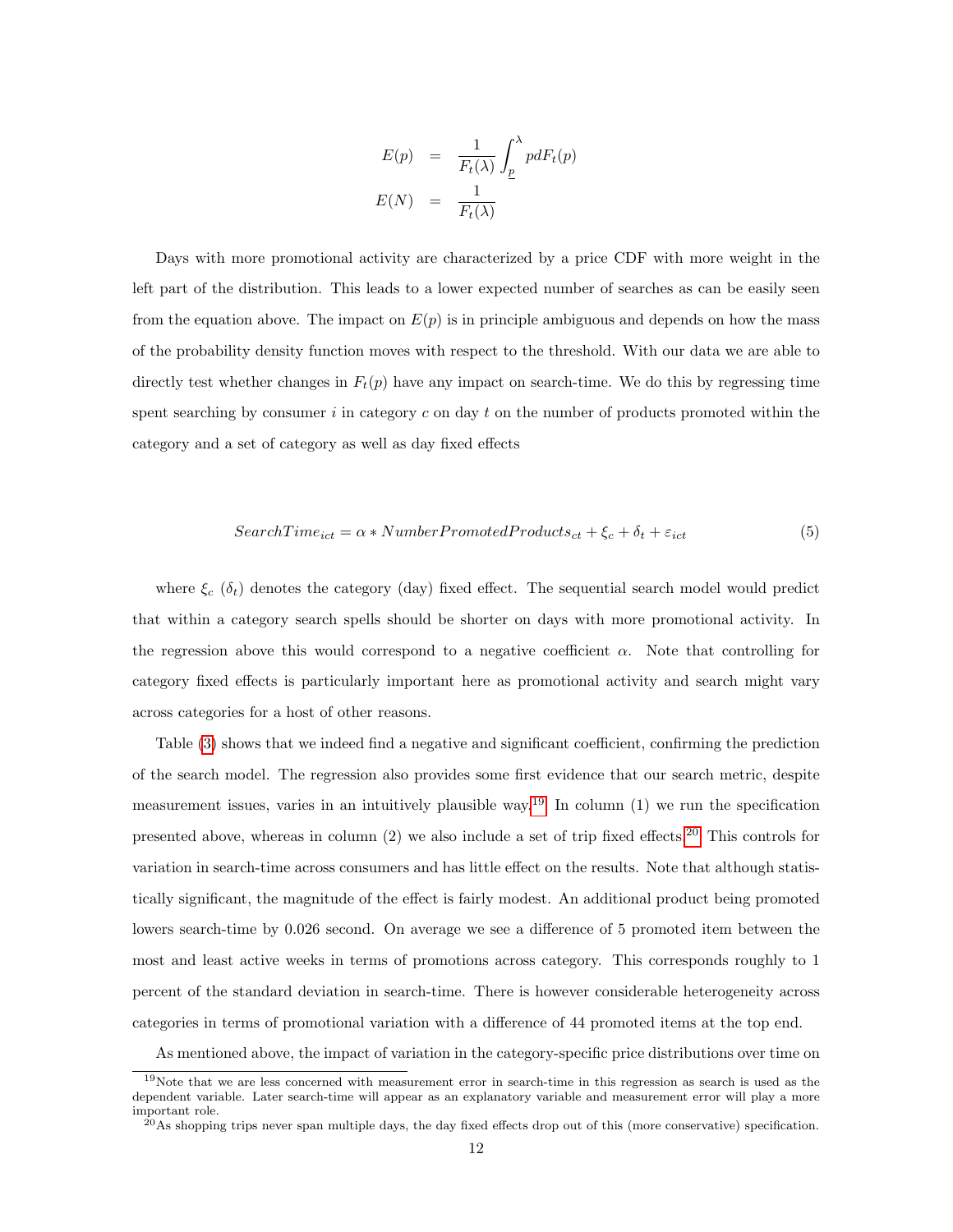$$
\begin{aligned}
E(p) &= \frac{1}{F_t(\lambda)} \int_{\underline{p}}^{\lambda} p dF_t(p) \\
E(N) &= \frac{1}{F_t(\lambda)}
\end{aligned}
$$

Days with more promotional activity are characterized by a price CDF with more weight in the left part of the distribution. This leads to a lower expected number of searches as can be easily seen from the equation above. The impact on $E(p)$ is in principle ambiguous and depends on how the mass of the probability density function moves with respect to the threshold. With our data we are able to directly test whether changes in $F_t(p)$ have any impact on search-time. We do this by regressing time spent searching by consumer $i$ in category $c$ on day $t$ on the number of products promoted within the category and a set of category as well as day fixed effects

$$
SearchTime_{ict} = \alpha * NumberPromotedProducts_{ct} + \xi_c + \delta_t + \varepsilon_{ict} \tag{5}
$$

where $\xi_c$ ($\delta_t$) denotes the category (day) fixed effect. The sequential search model would predict that within a category search spells should be shorter on days with more promotional activity. In the regression above this would correspond to a negative coefficient $\alpha$. Note that controlling for category fixed effects is particularly important here as promotional activity and search might vary across categories for a host of other reasons.

Table (3) shows that we indeed find a negative and significant coefficient, confirming the prediction of the search model. The regression also provides some first evidence that our search metric, despite measurement issues, varies in an intuitively plausible way.[19] In column (1) we run the specification presented above, whereas in column (2) we also include a set of trip fixed effects.[20] This controls for variation in search-time across consumers and has little effect on the results. Note that although statistically significant, the magnitude of the effect is fairly modest. An additional product being promoted lowers search-time by 0.026 second. On average we see a difference of 5 promoted item between the most and least active weeks in terms of promotions across category. This corresponds roughly to 1 percent of the standard deviation in search-time. There is however considerable heterogeneity across categories in terms of promotional variation with a difference of 44 promoted items at the top end.

As mentioned above, the impact of variation in the category-specific price distributions over time on

[19]Note that we are less concerned with measurement error in search-time in this regression as search is used as the dependent variable. Later search-time will appear as an explanatory variable and measurement error will play a more important role.

[20]As shopping trips never span multiple days, the day fixed effects drop out of this (more conservative) specification.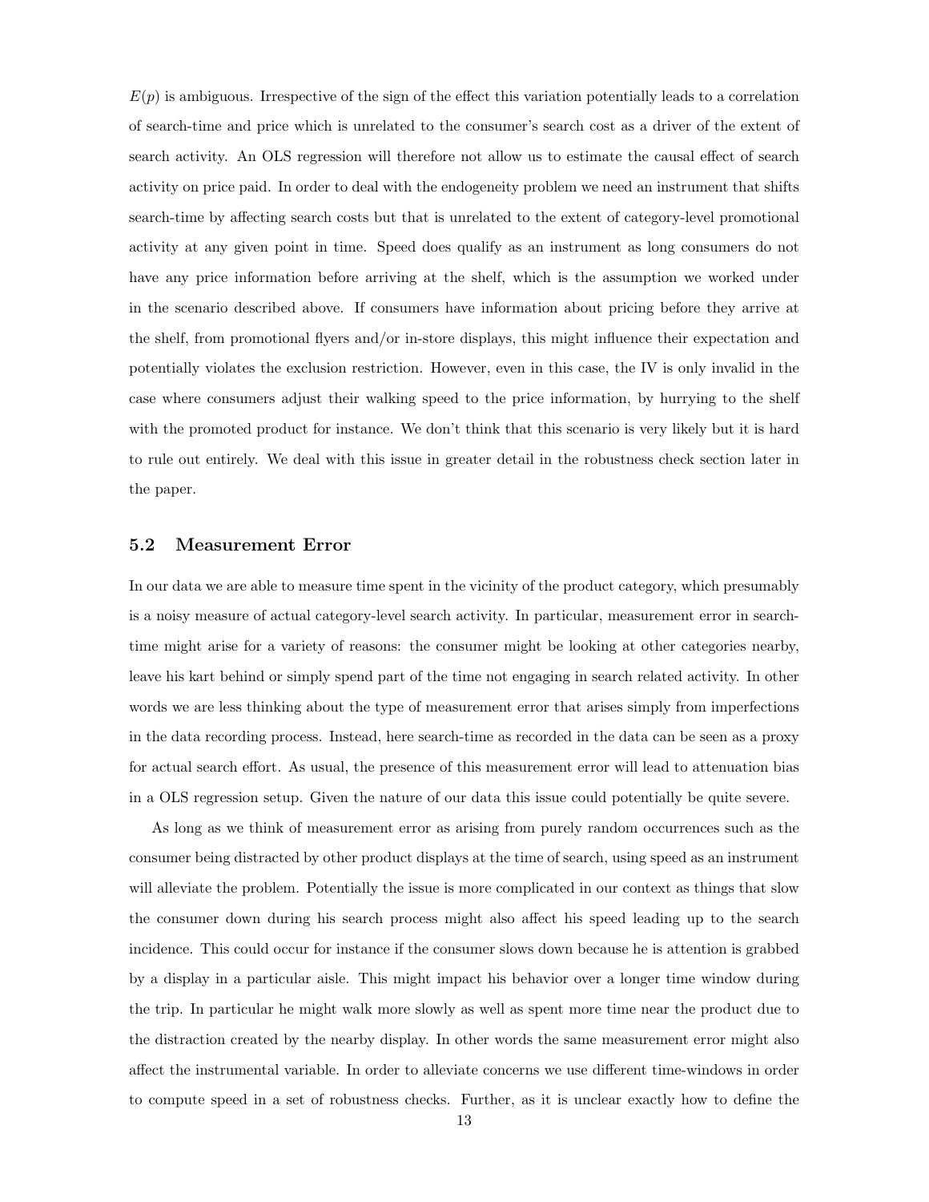$E(p)$ is ambiguous. Irrespective of the sign of the effect this variation potentially leads to a correlation of search-time and price which is unrelated to the consumer's search cost as a driver of the extent of search activity. An OLS regression will therefore not allow us to estimate the causal effect of search activity on price paid. In order to deal with the endogeneity problem we need an instrument that shifts search-time by affecting search costs but that is unrelated to the extent of category-level promotional activity at any given point in time. Speed does qualify as an instrument as long consumers do not have any price information before arriving at the shelf, which is the assumption we worked under in the scenario described above. If consumers have information about pricing before they arrive at the shelf, from promotional flyers and/or in-store displays, this might influence their expectation and potentially violates the exclusion restriction. However, even in this case, the IV is only invalid in the case where consumers adjust their walking speed to the price information, by hurrying to the shelf with the promoted product for instance. We don't think that this scenario is very likely but it is hard to rule out entirely. We deal with this issue in greater detail in the robustness check section later in the paper.

### 5.2 Measurement Error

In our data we are able to measure time spent in the vicinity of the product category, which presumably is a noisy measure of actual category-level search activity. In particular, measurement error in search-time might arise for a variety of reasons: the consumer might be looking at other categories nearby, leave his kart behind or simply spend part of the time not engaging in search related activity. In other words we are less thinking about the type of measurement error that arises simply from imperfections in the data recording process. Instead, here search-time as recorded in the data can be seen as a proxy for actual search effort. As usual, the presence of this measurement error will lead to attenuation bias in a OLS regression setup. Given the nature of our data this issue could potentially be quite severe.

As long as we think of measurement error as arising from purely random occurrences such as the consumer being distracted by other product displays at the time of search, using speed as an instrument will alleviate the problem. Potentially the issue is more complicated in our context as things that slow the consumer down during his search process might also affect his speed leading up to the search incidence. This could occur for instance if the consumer slows down because he is attention is grabbed by a display in a particular aisle. This might impact his behavior over a longer time window during the trip. In particular he might walk more slowly as well as spent more time near the product due to the distraction created by the nearby display. In other words the same measurement error might also affect the instrumental variable. In order to alleviate concerns we use different time-windows in order to compute speed in a set of robustness checks. Further, as it is unclear exactly how to define the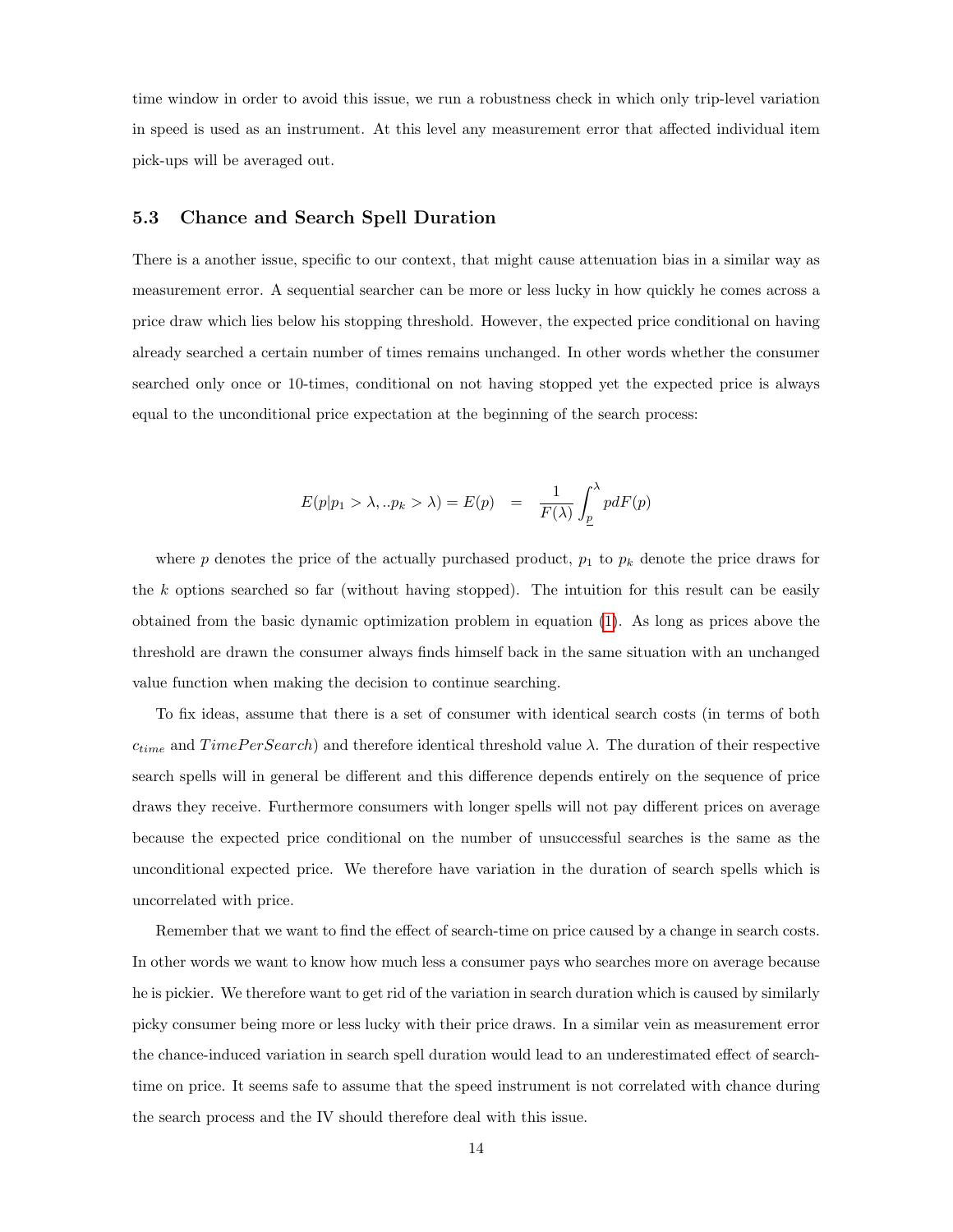time window in order to avoid this issue, we run a robustness check in which only trip-level variation in speed is used as an instrument. At this level any measurement error that affected individual item pick-ups will be averaged out.

### 5.3 Chance and Search Spell Duration

There is a another issue, specific to our context, that might cause attenuation bias in a similar way as measurement error. A sequential searcher can be more or less lucky in how quickly he comes across a price draw which lies below his stopping threshold. However, the expected price conditional on having already searched a certain number of times remains unchanged. In other words whether the consumer searched only once or 10-times, conditional on not having stopped yet the expected price is always equal to the unconditional price expectation at the beginning of the search process:

$$E(p|p_1 > \lambda, ..p_k > \lambda) = E(p) \quad = \quad \frac{1}{F(\lambda)} \int_{\underline{p}}^{\lambda} p dF(p)$$

where $p$ denotes the price of the actually purchased product, $p_1$ to $p_k$ denote the price draws for the $k$ options searched so far (without having stopped). The intuition for this result can be easily obtained from the basic dynamic optimization problem in equation (1). As long as prices above the threshold are drawn the consumer always finds himself back in the same situation with an unchanged value function when making the decision to continue searching.

To fix ideas, assume that there is a set of consumer with identical search costs (in terms of both $c_{time}$ and $TimePerSearch$) and therefore identical threshold value $\lambda$. The duration of their respective search spells will in general be different and this difference depends entirely on the sequence of price draws they receive. Furthermore consumers with longer spells will not pay different prices on average because the expected price conditional on the number of unsuccessful searches is the same as the unconditional expected price. We therefore have variation in the duration of search spells which is uncorrelated with price.

Remember that we want to find the effect of search-time on price caused by a change in search costs. In other words we want to know how much less a consumer pays who searches more on average because he is pickier. We therefore want to get rid of the variation in search duration which is caused by similarly picky consumer being more or less lucky with their price draws. In a similar vein as measurement error the chance-induced variation in search spell duration would lead to an underestimated effect of search-time on price. It seems safe to assume that the speed instrument is not correlated with chance during the search process and the IV should therefore deal with this issue.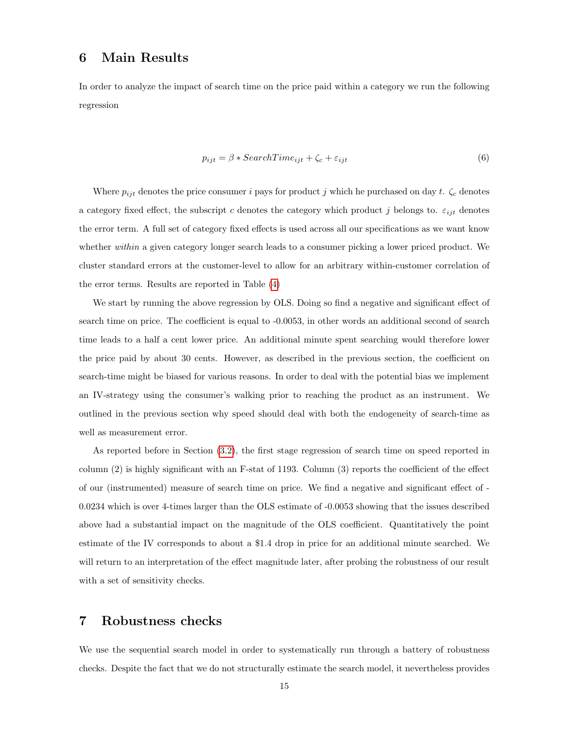# 6 Main Results

In order to analyze the impact of search time on the price paid within a category we run the following regression

$$p_{ijt} = \beta * SearchTime_{ijt} + \zeta_c + \varepsilon_{ijt} \tag{6}$$

Where $p_{ijt}$ denotes the price consumer $i$ pays for product $j$ which he purchased on day $t$. $\zeta_c$ denotes a category fixed effect, the subscript $c$ denotes the category which product $j$ belongs to. $\varepsilon_{ijt}$ denotes the error term. A full set of category fixed effects is used across all our specifications as we want know whether *within* a given category longer search leads to a consumer picking a lower priced product. We cluster standard errors at the customer-level to allow for an arbitrary within-customer correlation of the error terms. Results are reported in Table (4)

We start by running the above regression by OLS. Doing so find a negative and significant effect of search time on price. The coefficient is equal to -0.0053, in other words an additional second of search time leads to a half a cent lower price. An additional minute spent searching would therefore lower the price paid by about 30 cents. However, as described in the previous section, the coefficient on search-time might be biased for various reasons. In order to deal with the potential bias we implement an IV-strategy using the consumer's walking prior to reaching the product as an instrument. We outlined in the previous section why speed should deal with both the endogeneity of search-time as well as measurement error.

As reported before in Section (3.2), the first stage regression of search time on speed reported in column (2) is highly significant with an F-stat of 1193. Column (3) reports the coefficient of the effect of our (instrumented) measure of search time on price. We find a negative and significant effect of -0.0234 which is over 4-times larger than the OLS estimate of -0.0053 showing that the issues described above had a substantial impact on the magnitude of the OLS coefficient. Quantitatively the point estimate of the IV corresponds to about a $1.4 drop in price for an additional minute searched. We will return to an interpretation of the effect magnitude later, after probing the robustness of our result with a set of sensitivity checks.

# 7 Robustness checks

We use the sequential search model in order to systematically run through a battery of robustness checks. Despite the fact that we do not structurally estimate the search model, it nevertheless provides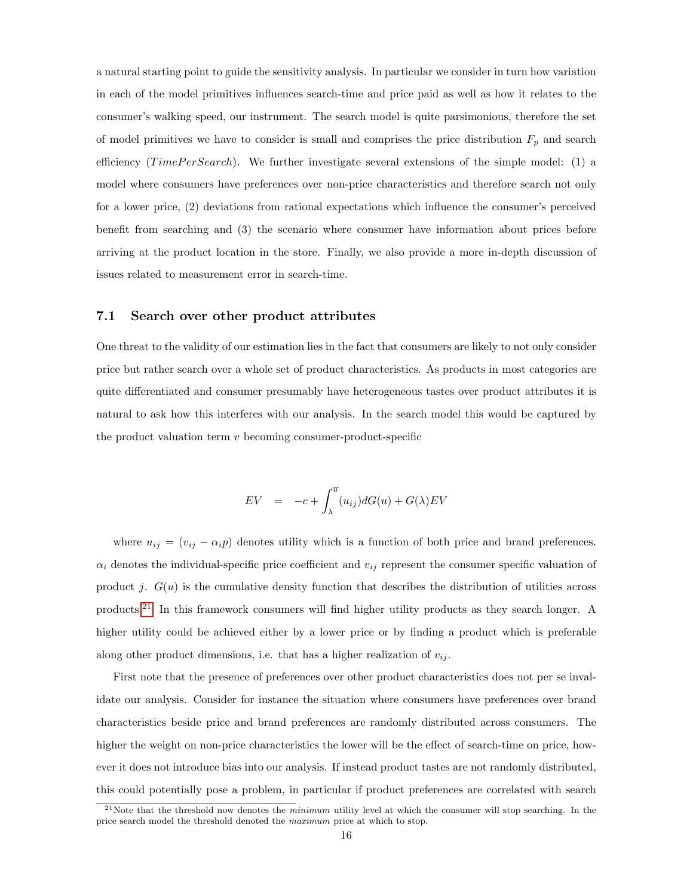a natural starting point to guide the sensitivity analysis. In particular we consider in turn how variation in each of the model primitives influences search-time and price paid as well as how it relates to the consumer's walking speed, our instrument. The search model is quite parsimonious, therefore the set of model primitives we have to consider is small and comprises the price distribution $F_p$ and search efficiency ($TimePerSearch$). We further investigate several extensions of the simple model: (1) a model where consumers have preferences over non-price characteristics and therefore search not only for a lower price, (2) deviations from rational expectations which influence the consumer's perceived benefit from searching and (3) the scenario where consumer have information about prices before arriving at the product location in the store. Finally, we also provide a more in-depth discussion of issues related to measurement error in search-time.

## 7.1 Search over other product attributes

One threat to the validity of our estimation lies in the fact that consumers are likely to not only consider price but rather search over a whole set of product characteristics. As products in most categories are quite differentiated and consumer presumably have heterogeneous tastes over product attributes it is natural to ask how this interferes with our analysis. In the search model this would be captured by the product valuation term $v$ becoming consumer-product-specific

$$EV \quad = \quad -c + \int_{\lambda}^{\overline{u}} (u_{ij}) dG(u) + G(\lambda) EV$$

where $u_{ij} = (v_{ij} - \alpha_i p)$ denotes utility which is a function of both price and brand preferences. $\alpha_i$ denotes the individual-specific price coefficient and $v_{ij}$ represent the consumer specific valuation of product $j$. $G(u)$ is the cumulative density function that describes the distribution of utilities across products.[21] In this framework consumers will find higher utility products as they search longer. A higher utility could be achieved either by a lower price or by finding a product which is preferable along other product dimensions, i.e. that has a higher realization of $v_{ij}$.

First note that the presence of preferences over other product characteristics does not per se invalidate our analysis. Consider for instance the situation where consumers have preferences over brand characteristics beside price and brand preferences are randomly distributed across consumers. The higher the weight on non-price characteristics the lower will be the effect of search-time on price, however it does not introduce bias into our analysis. If instead product tastes are not randomly distributed, this could potentially pose a problem, in particular if product preferences are correlated with search

[21] Note that the threshold now denotes the *minimum* utility level at which the consumer will stop searching. In the price search model the threshold denoted the *maximum* price at which to stop.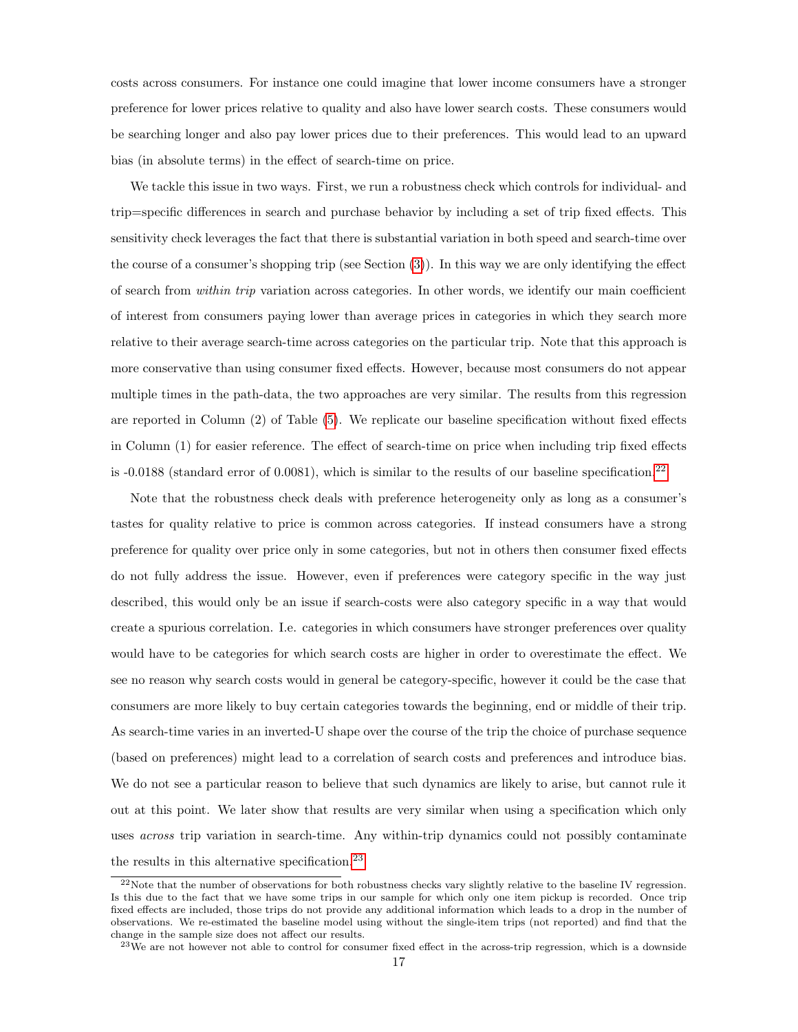costs across consumers. For instance one could imagine that lower income consumers have a stronger preference for lower prices relative to quality and also have lower search costs. These consumers would be searching longer and also pay lower prices due to their preferences. This would lead to an upward bias (in absolute terms) in the effect of search-time on price.

We tackle this issue in two ways. First, we run a robustness check which controls for individual- and trip=specific differences in search and purchase behavior by including a set of trip fixed effects. This sensitivity check leverages the fact that there is substantial variation in both speed and search-time over the course of a consumer's shopping trip (see Section (3)). In this way we are only identifying the effect of search from *within trip* variation across categories. In other words, we identify our main coefficient of interest from consumers paying lower than average prices in categories in which they search more relative to their average search-time across categories on the particular trip. Note that this approach is more conservative than using consumer fixed effects. However, because most consumers do not appear multiple times in the path-data, the two approaches are very similar. The results from this regression are reported in Column (2) of Table (5). We replicate our baseline specification without fixed effects in Column (1) for easier reference. The effect of search-time on price when including trip fixed effects is -0.0188 (standard error of 0.0081), which is similar to the results of our baseline specification.[22]

Note that the robustness check deals with preference heterogeneity only as long as a consumer's tastes for quality relative to price is common across categories. If instead consumers have a strong preference for quality over price only in some categories, but not in others then consumer fixed effects do not fully address the issue. However, even if preferences were category specific in the way just described, this would only be an issue if search-costs were also category specific in a way that would create a spurious correlation. I.e. categories in which consumers have stronger preferences over quality would have to be categories for which search costs are higher in order to overestimate the effect. We see no reason why search costs would in general be category-specific, however it could be the case that consumers are more likely to buy certain categories towards the beginning, end or middle of their trip. As search-time varies in an inverted-U shape over the course of the trip the choice of purchase sequence (based on preferences) might lead to a correlation of search costs and preferences and introduce bias. We do not see a particular reason to believe that such dynamics are likely to arise, but cannot rule it out at this point. We later show that results are very similar when using a specification which only uses *across* trip variation in search-time. Any within-trip dynamics could not possibly contaminate the results in this alternative specification.[23]

[22] Note that the number of observations for both robustness checks vary slightly relative to the baseline IV regression. Is this due to the fact that we have some trips in our sample for which only one item pickup is recorded. Once trip fixed effects are included, those trips do not provide any additional information which leads to a drop in the number of observations. We re-estimated the baseline model using without the single-item trips (not reported) and find that the change in the sample size does not affect our results.

[23] We are not however not able to control for consumer fixed effect in the across-trip regression, which is a downside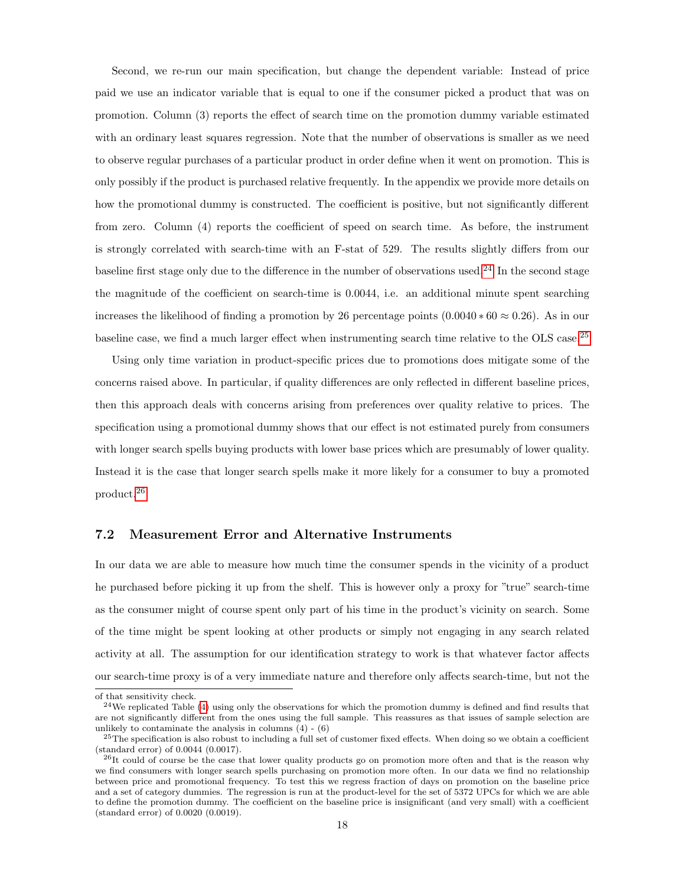Second, we re-run our main specification, but change the dependent variable: Instead of price paid we use an indicator variable that is equal to one if the consumer picked a product that was on promotion. Column (3) reports the effect of search time on the promotion dummy variable estimated with an ordinary least squares regression. Note that the number of observations is smaller as we need to observe regular purchases of a particular product in order define when it went on promotion. This is only possibly if the product is purchased relative frequently. In the appendix we provide more details on how the promotional dummy is constructed. The coefficient is positive, but not significantly different from zero. Column (4) reports the coefficient of speed on search time. As before, the instrument is strongly correlated with search-time with an F-stat of 529. The results slightly differs from our baseline first stage only due to the difference in the number of observations used.[24] In the second stage the magnitude of the coefficient on search-time is 0.0044, i.e. an additional minute spent searching increases the likelihood of finding a promotion by 26 percentage points ($0.0040 * 60 \approx 0.26$). As in our baseline case, we find a much larger effect when instrumenting search time relative to the OLS case.[25]

Using only time variation in product-specific prices due to promotions does mitigate some of the concerns raised above. In particular, if quality differences are only reflected in different baseline prices, then this approach deals with concerns arising from preferences over quality relative to prices. The specification using a promotional dummy shows that our effect is not estimated purely from consumers with longer search spells buying products with lower base prices which are presumably of lower quality. Instead it is the case that longer search spells make it more likely for a consumer to buy a promoted product.[26]

## 7.2 Measurement Error and Alternative Instruments

In our data we are able to measure how much time the consumer spends in the vicinity of a product he purchased before picking it up from the shelf. This is however only a proxy for "true" search-time as the consumer might of course spent only part of his time in the product's vicinity on search. Some of the time might be spent looking at other products or simply not engaging in any search related activity at all. The assumption for our identification strategy to work is that whatever factor affects our search-time proxy is of a very immediate nature and therefore only affects search-time, but not the

---

of that sensitivity check.

[24] We replicated Table (4) using only the observations for which the promotion dummy is defined and find results that are not significantly different from the ones using the full sample. This reassures as that issues of sample selection are unlikely to contaminate the analysis in columns (4) - (6)

[25] The specification is also robust to including a full set of customer fixed effects. When doing so we obtain a coefficient (standard error) of 0.0044 (0.0017).

[26] It could of course be the case that lower quality products go on promotion more often and that is the reason why we find consumers with longer search spells purchasing on promotion more often. In our data we find no relationship between price and promotional frequency. To test this we regress fraction of days on promotion on the baseline price and a set of category dummies. The regression is run at the product-level for the set of 5372 UPCs for which we are able to define the promotion dummy. The coefficient on the baseline price is insignificant (and very small) with a coefficient (standard error) of 0.0020 (0.0019).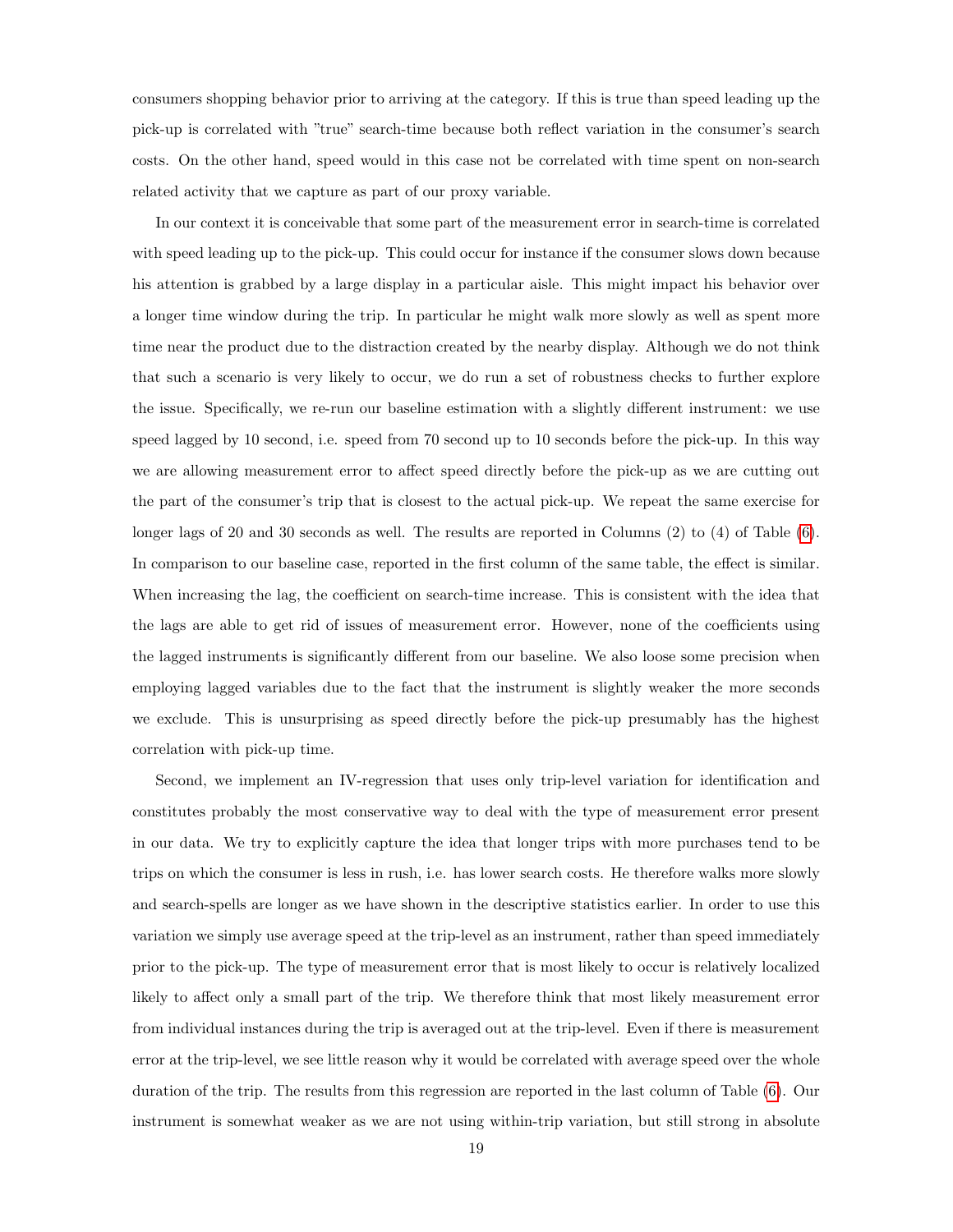consumers shopping behavior prior to arriving at the category. If this is true than speed leading up the pick-up is correlated with "true" search-time because both reflect variation in the consumer's search costs. On the other hand, speed would in this case not be correlated with time spent on non-search related activity that we capture as part of our proxy variable.

In our context it is conceivable that some part of the measurement error in search-time is correlated with speed leading up to the pick-up. This could occur for instance if the consumer slows down because his attention is grabbed by a large display in a particular aisle. This might impact his behavior over a longer time window during the trip. In particular he might walk more slowly as well as spent more time near the product due to the distraction created by the nearby display. Although we do not think that such a scenario is very likely to occur, we do run a set of robustness checks to further explore the issue. Specifically, we re-run our baseline estimation with a slightly different instrument: we use speed lagged by 10 second, i.e. speed from 70 second up to 10 seconds before the pick-up. In this way we are allowing measurement error to affect speed directly before the pick-up as we are cutting out the part of the consumer's trip that is closest to the actual pick-up. We repeat the same exercise for longer lags of 20 and 30 seconds as well. The results are reported in Columns (2) to (4) of Table (6). In comparison to our baseline case, reported in the first column of the same table, the effect is similar. When increasing the lag, the coefficient on search-time increase. This is consistent with the idea that the lags are able to get rid of issues of measurement error. However, none of the coefficients using the lagged instruments is significantly different from our baseline. We also loose some precision when employing lagged variables due to the fact that the instrument is slightly weaker the more seconds we exclude. This is unsurprising as speed directly before the pick-up presumably has the highest correlation with pick-up time.

Second, we implement an IV-regression that uses only trip-level variation for identification and constitutes probably the most conservative way to deal with the type of measurement error present in our data. We try to explicitly capture the idea that longer trips with more purchases tend to be trips on which the consumer is less in rush, i.e. has lower search costs. He therefore walks more slowly and search-spells are longer as we have shown in the descriptive statistics earlier. In order to use this variation we simply use average speed at the trip-level as an instrument, rather than speed immediately prior to the pick-up. The type of measurement error that is most likely to occur is relatively localized likely to affect only a small part of the trip. We therefore think that most likely measurement error from individual instances during the trip is averaged out at the trip-level. Even if there is measurement error at the trip-level, we see little reason why it would be correlated with average speed over the whole duration of the trip. The results from this regression are reported in the last column of Table (6). Our instrument is somewhat weaker as we are not using within-trip variation, but still strong in absolute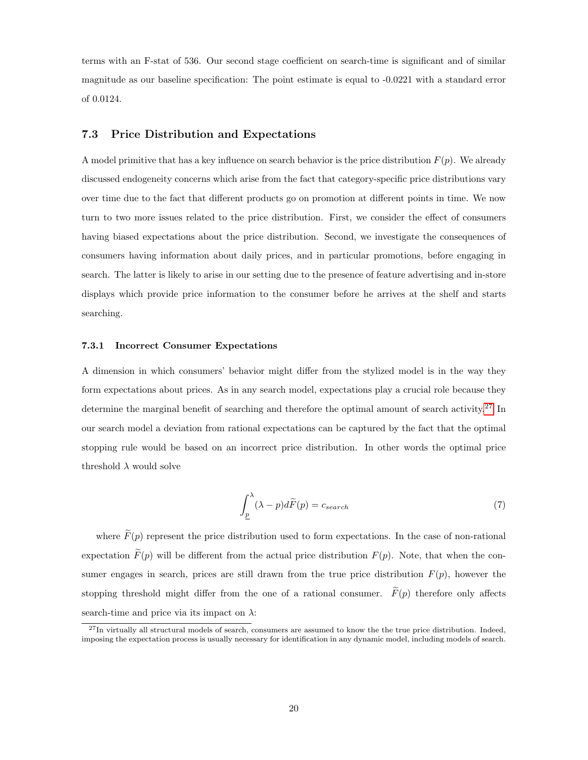terms with an F-stat of 536. Our second stage coefficient on search-time is significant and of similar magnitude as our baseline specification: The point estimate is equal to -0.0221 with a standard error of 0.0124.

## 7.3 Price Distribution and Expectations

A model primitive that has a key influence on search behavior is the price distribution $F(p)$. We already discussed endogeneity concerns which arise from the fact that category-specific price distributions vary over time due to the fact that different products go on promotion at different points in time. We now turn to two more issues related to the price distribution. First, we consider the effect of consumers having biased expectations about the price distribution. Second, we investigate the consequences of consumers having information about daily prices, and in particular promotions, before engaging in search. The latter is likely to arise in our setting due to the presence of feature advertising and in-store displays which provide price information to the consumer before he arrives at the shelf and starts searching.

### 7.3.1 Incorrect Consumer Expectations

A dimension in which consumers' behavior might differ from the stylized model is in the way they form expectations about prices. As in any search model, expectations play a crucial role because they determine the marginal benefit of searching and therefore the optimal amount of search activity.[27] In our search model a deviation from rational expectations can be captured by the fact that the optimal stopping rule would be based on an incorrect price distribution. In other words the optimal price threshold $\lambda$ would solve

$$\int_{\underline{p}}^{\lambda} (\lambda - p) d\widetilde{F}(p) = c_{search} \tag{7}$$

where $\widetilde{F}(p)$ represent the price distribution used to form expectations. In the case of non-rational expectation $\widetilde{F}(p)$ will be different from the actual price distribution $F(p)$. Note, that when the consumer engages in search, prices are still drawn from the true price distribution $F(p)$, however the stopping threshold might differ from the one of a rational consumer. $\widetilde{F}(p)$ therefore only affects search-time and price via its impact on $\lambda$:

[27] In virtually all structural models of search, consumers are assumed to know the the true price distribution. Indeed, imposing the expectation process is usually necessary for identification in any dynamic model, including models of search.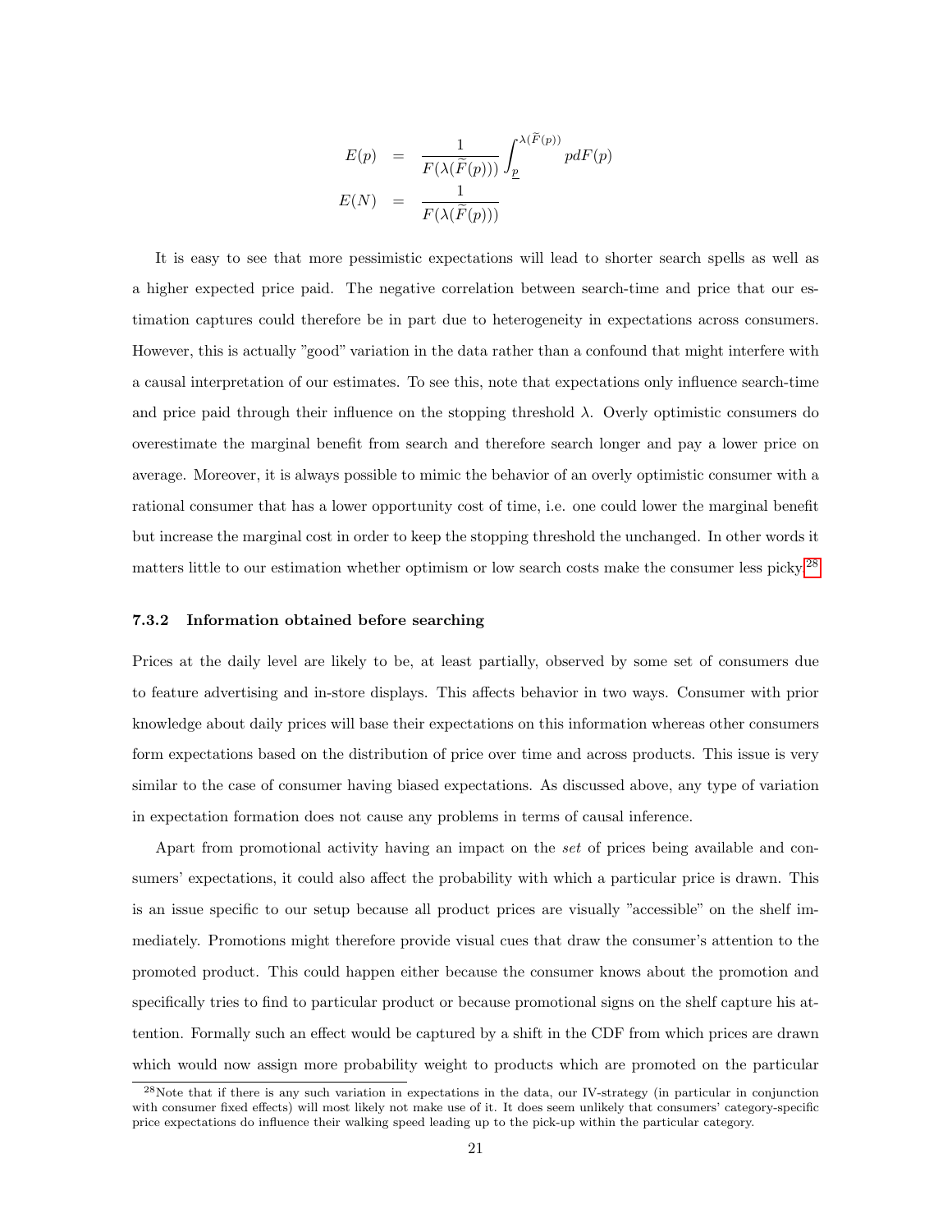$$
\begin{aligned}
E(p) &= \frac{1}{F(\lambda(\widetilde{F}(p)))} \int_{\underline{p}}^{\lambda(\widetilde{F}(p))} p dF(p) \\
E(N) &= \frac{1}{F(\lambda(\widetilde{F}(p)))}
\end{aligned}
$$

It is easy to see that more pessimistic expectations will lead to shorter search spells as well as a higher expected price paid. The negative correlation between search-time and price that our estimation captures could therefore be in part due to heterogeneity in expectations across consumers. However, this is actually "good" variation in the data rather than a confound that might interfere with a causal interpretation of our estimates. To see this, note that expectations only influence search-time and price paid through their influence on the stopping threshold $\lambda$. Overly optimistic consumers do overestimate the marginal benefit from search and therefore search longer and pay a lower price on average. Moreover, it is always possible to mimic the behavior of an overly optimistic consumer with a rational consumer that has a lower opportunity cost of time, i.e. one could lower the marginal benefit but increase the marginal cost in order to keep the stopping threshold the unchanged. In other words it matters little to our estimation whether optimism or low search costs make the consumer less picky.[28]

#### 7.3.2 Information obtained before searching

Prices at the daily level are likely to be, at least partially, observed by some set of consumers due to feature advertising and in-store displays. This affects behavior in two ways. Consumer with prior knowledge about daily prices will base their expectations on this information whereas other consumers form expectations based on the distribution of price over time and across products. This issue is very similar to the case of consumer having biased expectations. As discussed above, any type of variation in expectation formation does not cause any problems in terms of causal inference.

Apart from promotional activity having an impact on the *set* of prices being available and consumers' expectations, it could also affect the probability with which a particular price is drawn. This is an issue specific to our setup because all product prices are visually "accessible" on the shelf immediately. Promotions might therefore provide visual cues that draw the consumer's attention to the promoted product. This could happen either because the consumer knows about the promotion and specifically tries to find to particular product or because promotional signs on the shelf capture his attention. Formally such an effect would be captured by a shift in the CDF from which prices are drawn which would now assign more probability weight to products which are promoted on the particular

[28] Note that if there is any such variation in expectations in the data, our IV-strategy (in particular in conjunction with consumer fixed effects) will most likely not make use of it. It does seem unlikely that consumers' category-specific price expectations do influence their walking speed leading up to the pick-up within the particular category.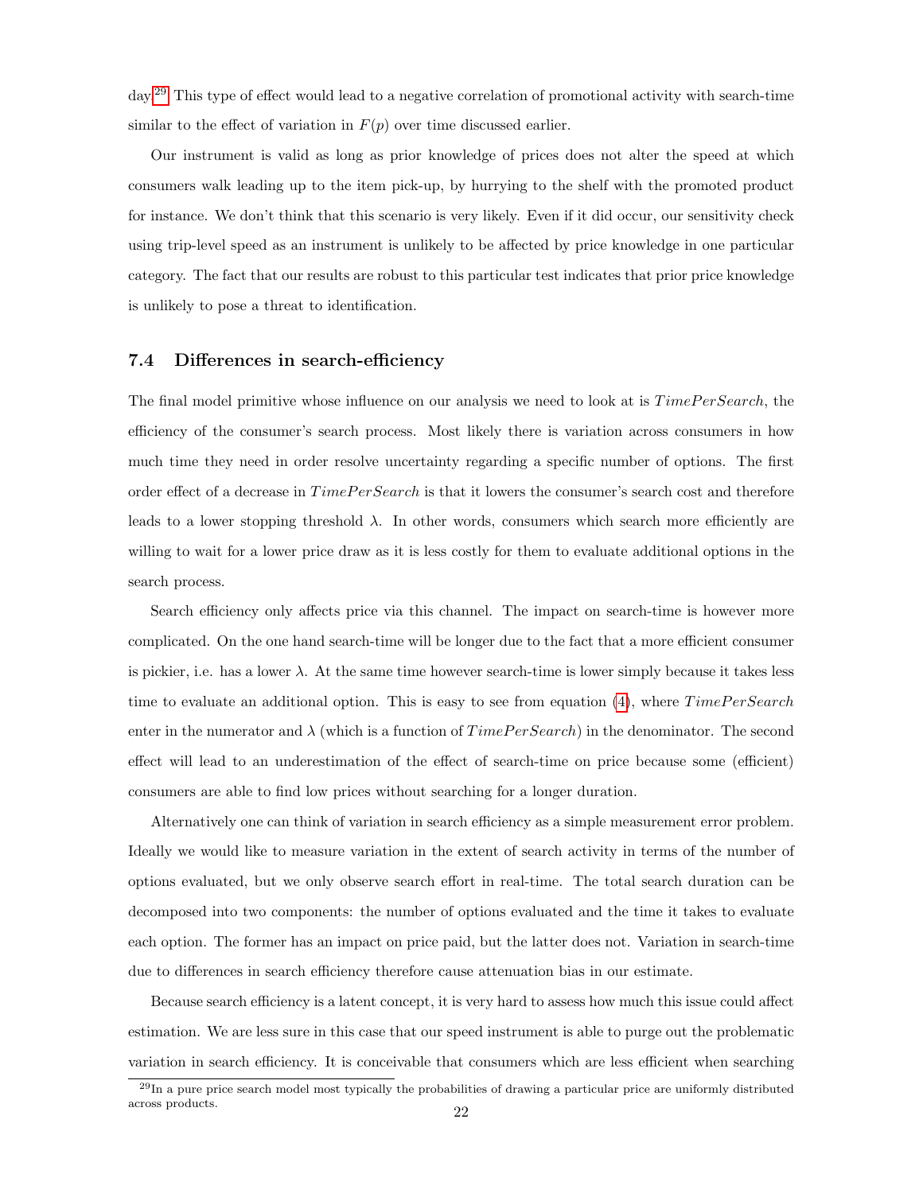day.[29] This type of effect would lead to a negative correlation of promotional activity with search-time similar to the effect of variation in $F(p)$ over time discussed earlier.

Our instrument is valid as long as prior knowledge of prices does not alter the speed at which consumers walk leading up to the item pick-up, by hurrying to the shelf with the promoted product for instance. We don't think that this scenario is very likely. Even if it did occur, our sensitivity check using trip-level speed as an instrument is unlikely to be affected by price knowledge in one particular category. The fact that our results are robust to this particular test indicates that prior price knowledge is unlikely to pose a threat to identification.

### 7.4 Differences in search-efficiency

The final model primitive whose influence on our analysis we need to look at is $TimePerSearch$, the efficiency of the consumer's search process. Most likely there is variation across consumers in how much time they need in order resolve uncertainty regarding a specific number of options. The first order effect of a decrease in $TimePerSearch$ is that it lowers the consumer's search cost and therefore leads to a lower stopping threshold $\lambda$. In other words, consumers which search more efficiently are willing to wait for a lower price draw as it is less costly for them to evaluate additional options in the search process.

Search efficiency only affects price via this channel. The impact on search-time is however more complicated. On the one hand search-time will be longer due to the fact that a more efficient consumer is pickier, i.e. has a lower $\lambda$. At the same time however search-time is lower simply because it takes less time to evaluate an additional option. This is easy to see from equation (4), where $TimePerSearch$ enter in the numerator and $\lambda$ (which is a function of $TimePerSearch$) in the denominator. The second effect will lead to an underestimation of the effect of search-time on price because some (efficient) consumers are able to find low prices without searching for a longer duration.

Alternatively one can think of variation in search efficiency as a simple measurement error problem. Ideally we would like to measure variation in the extent of search activity in terms of the number of options evaluated, but we only observe search effort in real-time. The total search duration can be decomposed into two components: the number of options evaluated and the time it takes to evaluate each option. The former has an impact on price paid, but the latter does not. Variation in search-time due to differences in search efficiency therefore cause attenuation bias in our estimate.

Because search efficiency is a latent concept, it is very hard to assess how much this issue could affect estimation. We are less sure in this case that our speed instrument is able to purge out the problematic variation in search efficiency. It is conceivable that consumers which are less efficient when searching

[29] In a pure price search model most typically the probabilities of drawing a particular price are uniformly distributed across products.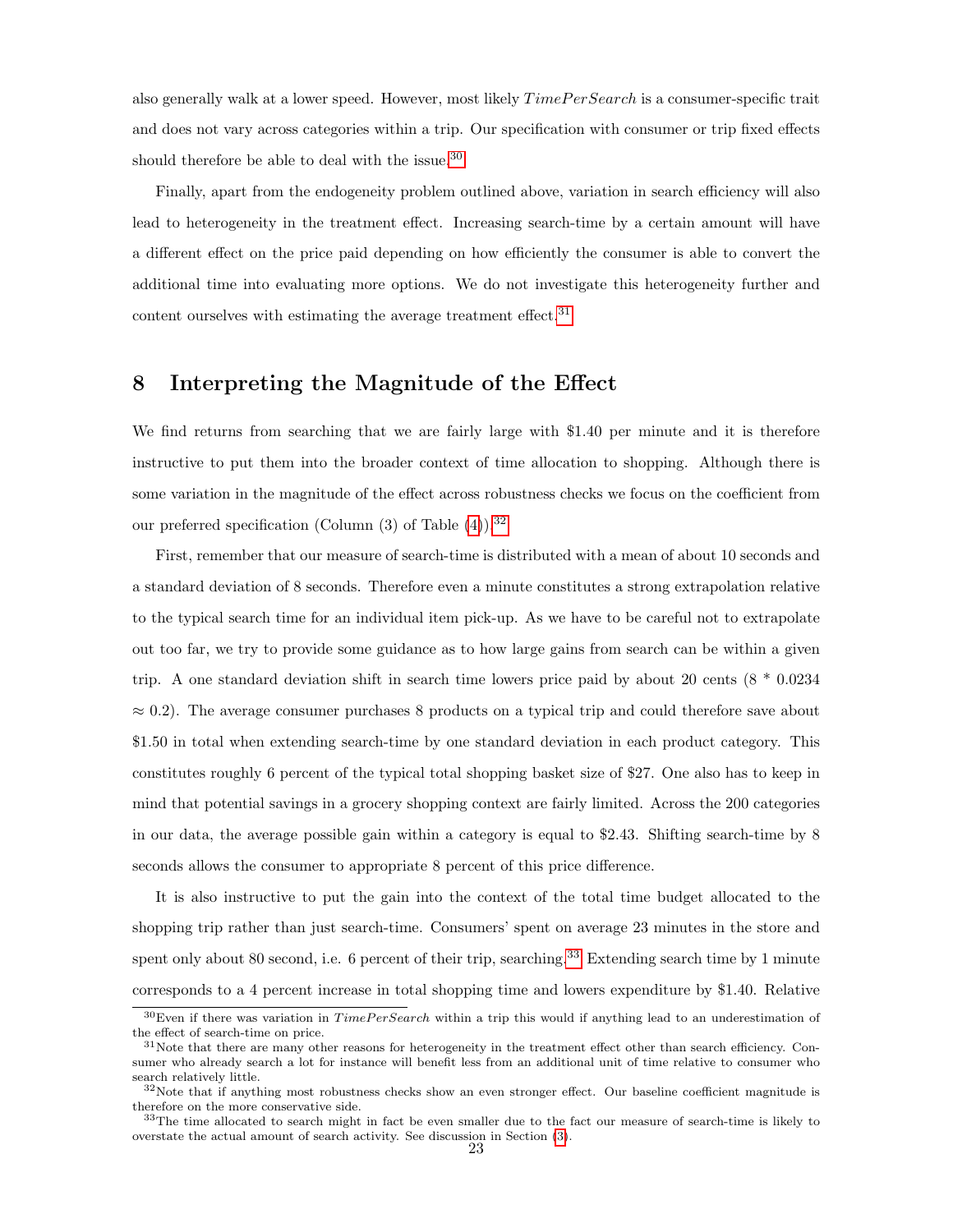also generally walk at a lower speed. However, most likely $TimePerSearch$ is a consumer-specific trait and does not vary across categories within a trip. Our specification with consumer or trip fixed effects should therefore be able to deal with the issue.[30]

Finally, apart from the endogeneity problem outlined above, variation in search efficiency will also lead to heterogeneity in the treatment effect. Increasing search-time by a certain amount will have a different effect on the price paid depending on how efficiently the consumer is able to convert the additional time into evaluating more options. We do not investigate this heterogeneity further and content ourselves with estimating the average treatment effect.[31]

# 8 Interpreting the Magnitude of the Effect

We find returns from searching that we are fairly large with \$1.40 per minute and it is therefore instructive to put them into the broader context of time allocation to shopping. Although there is some variation in the magnitude of the effect across robustness checks we focus on the coefficient from our preferred specification (Column (3) of Table (4)).[32]

First, remember that our measure of search-time is distributed with a mean of about 10 seconds and a standard deviation of 8 seconds. Therefore even a minute constitutes a strong extrapolation relative to the typical search time for an individual item pick-up. As we have to be careful not to extrapolate out too far, we try to provide some guidance as to how large gains from search can be within a given trip. A one standard deviation shift in search time lowers price paid by about 20 cents ($8 * 0.0234 \approx 0.2$). The average consumer purchases 8 products on a typical trip and could therefore save about \$1.50 in total when extending search-time by one standard deviation in each product category. This constitutes roughly 6 percent of the typical total shopping basket size of \$27. One also has to keep in mind that potential savings in a grocery shopping context are fairly limited. Across the 200 categories in our data, the average possible gain within a category is equal to \$2.43. Shifting search-time by 8 seconds allows the consumer to appropriate 8 percent of this price difference.

It is also instructive to put the gain into the context of the total time budget allocated to the shopping trip rather than just search-time. Consumers' spent on average 23 minutes in the store and spent only about 80 second, i.e. 6 percent of their trip, searching.[33] Extending search time by 1 minute corresponds to a 4 percent increase in total shopping time and lowers expenditure by \$1.40. Relative

[30] Even if there was variation in $TimePerSearch$ within a trip this would if anything lead to an underestimation of the effect of search-time on price.

[31] Note that there are many other reasons for heterogeneity in the treatment effect other than search efficiency. Consumer who already search a lot for instance will benefit less from an additional unit of time relative to consumer who search relatively little.

[32] Note that if anything most robustness checks show an even stronger effect. Our baseline coefficient magnitude is therefore on the more conservative side.

[33] The time allocated to search might in fact be even smaller due to the fact our measure of search-time is likely to overstate the actual amount of search activity. See discussion in Section (3).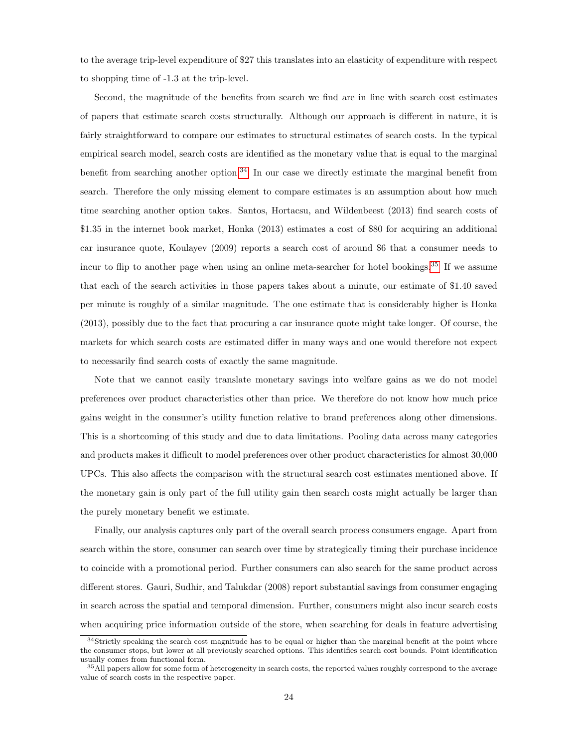to the average trip-level expenditure of $27 this translates into an elasticity of expenditure with respect to shopping time of -1.3 at the trip-level.

Second, the magnitude of the benefits from search we find are in line with search cost estimates of papers that estimate search costs structurally. Although our approach is different in nature, it is fairly straightforward to compare our estimates to structural estimates of search costs. In the typical empirical search model, search costs are identified as the monetary value that is equal to the marginal benefit from searching another option.[34] In our case we directly estimate the marginal benefit from search. Therefore the only missing element to compare estimates is an assumption about how much time searching another option takes. Santos, Hortacsu, and Wildenbeest (2013) find search costs of $1.35 in the internet book market, Honka (2013) estimates a cost of $80 for acquiring an additional car insurance quote, Koulayev (2009) reports a search cost of around $6 that a consumer needs to incur to flip to another page when using an online meta-searcher for hotel bookings.[35] If we assume that each of the search activities in those papers takes about a minute, our estimate of $1.40 saved per minute is roughly of a similar magnitude. The one estimate that is considerably higher is Honka (2013), possibly due to the fact that procuring a car insurance quote might take longer. Of course, the markets for which search costs are estimated differ in many ways and one would therefore not expect to necessarily find search costs of exactly the same magnitude.

Note that we cannot easily translate monetary savings into welfare gains as we do not model preferences over product characteristics other than price. We therefore do not know how much price gains weight in the consumer's utility function relative to brand preferences along other dimensions. This is a shortcoming of this study and due to data limitations. Pooling data across many categories and products makes it difficult to model preferences over other product characteristics for almost 30,000 UPCs. This also affects the comparison with the structural search cost estimates mentioned above. If the monetary gain is only part of the full utility gain then search costs might actually be larger than the purely monetary benefit we estimate.

Finally, our analysis captures only part of the overall search process consumers engage. Apart from search within the store, consumer can search over time by strategically timing their purchase incidence to coincide with a promotional period. Further consumers can also search for the same product across different stores. Gauri, Sudhir, and Talukdar (2008) report substantial savings from consumer engaging in search across the spatial and temporal dimension. Further, consumers might also incur search costs when acquiring price information outside of the store, when searching for deals in feature advertising

[34] Strictly speaking the search cost magnitude has to be equal or higher than the marginal benefit at the point where the consumer stops, but lower at all previously searched options. This identifies search cost bounds. Point identification usually comes from functional form.

[35] All papers allow for some form of heterogeneity in search costs, the reported values roughly correspond to the average value of search costs in the respective paper.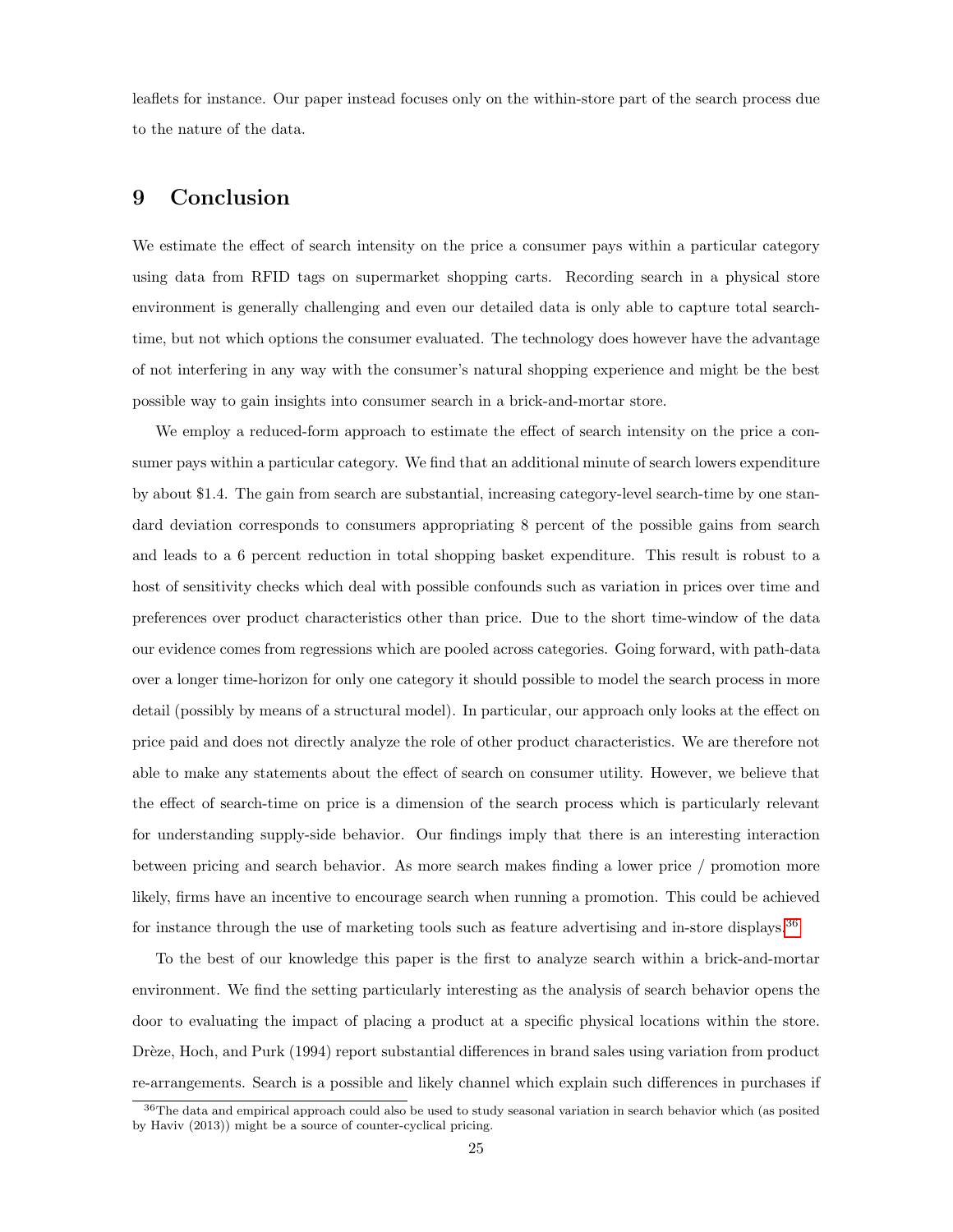leaflets for instance. Our paper instead focuses only on the within-store part of the search process due to the nature of the data.

# 9 Conclusion

We estimate the effect of search intensity on the price a consumer pays within a particular category using data from RFID tags on supermarket shopping carts. Recording search in a physical store environment is generally challenging and even our detailed data is only able to capture total search-time, but not which options the consumer evaluated. The technology does however have the advantage of not interfering in any way with the consumer's natural shopping experience and might be the best possible way to gain insights into consumer search in a brick-and-mortar store.

We employ a reduced-form approach to estimate the effect of search intensity on the price a consumer pays within a particular category. We find that an additional minute of search lowers expenditure by about $1.4. The gain from search are substantial, increasing category-level search-time by one standard deviation corresponds to consumers appropriating 8 percent of the possible gains from search and leads to a 6 percent reduction in total shopping basket expenditure. This result is robust to a host of sensitivity checks which deal with possible confounds such as variation in prices over time and preferences over product characteristics other than price. Due to the short time-window of the data our evidence comes from regressions which are pooled across categories. Going forward, with path-data over a longer time-horizon for only one category it should possible to model the search process in more detail (possibly by means of a structural model). In particular, our approach only looks at the effect on price paid and does not directly analyze the role of other product characteristics. We are therefore not able to make any statements about the effect of search on consumer utility. However, we believe that the effect of search-time on price is a dimension of the search process which is particularly relevant for understanding supply-side behavior. Our findings imply that there is an interesting interaction between pricing and search behavior. As more search makes finding a lower price / promotion more likely, firms have an incentive to encourage search when running a promotion. This could be achieved for instance through the use of marketing tools such as feature advertising and in-store displays.[36]

To the best of our knowledge this paper is the first to analyze search within a brick-and-mortar environment. We find the setting particularly interesting as the analysis of search behavior opens the door to evaluating the impact of placing a product at a specific physical locations within the store. Drèze, Hoch, and Purk (1994) report substantial differences in brand sales using variation from product re-arrangements. Search is a possible and likely channel which explain such differences in purchases if

[36]The data and empirical approach could also be used to study seasonal variation in search behavior which (as posited by Haviv (2013)) might be a source of counter-cyclical pricing.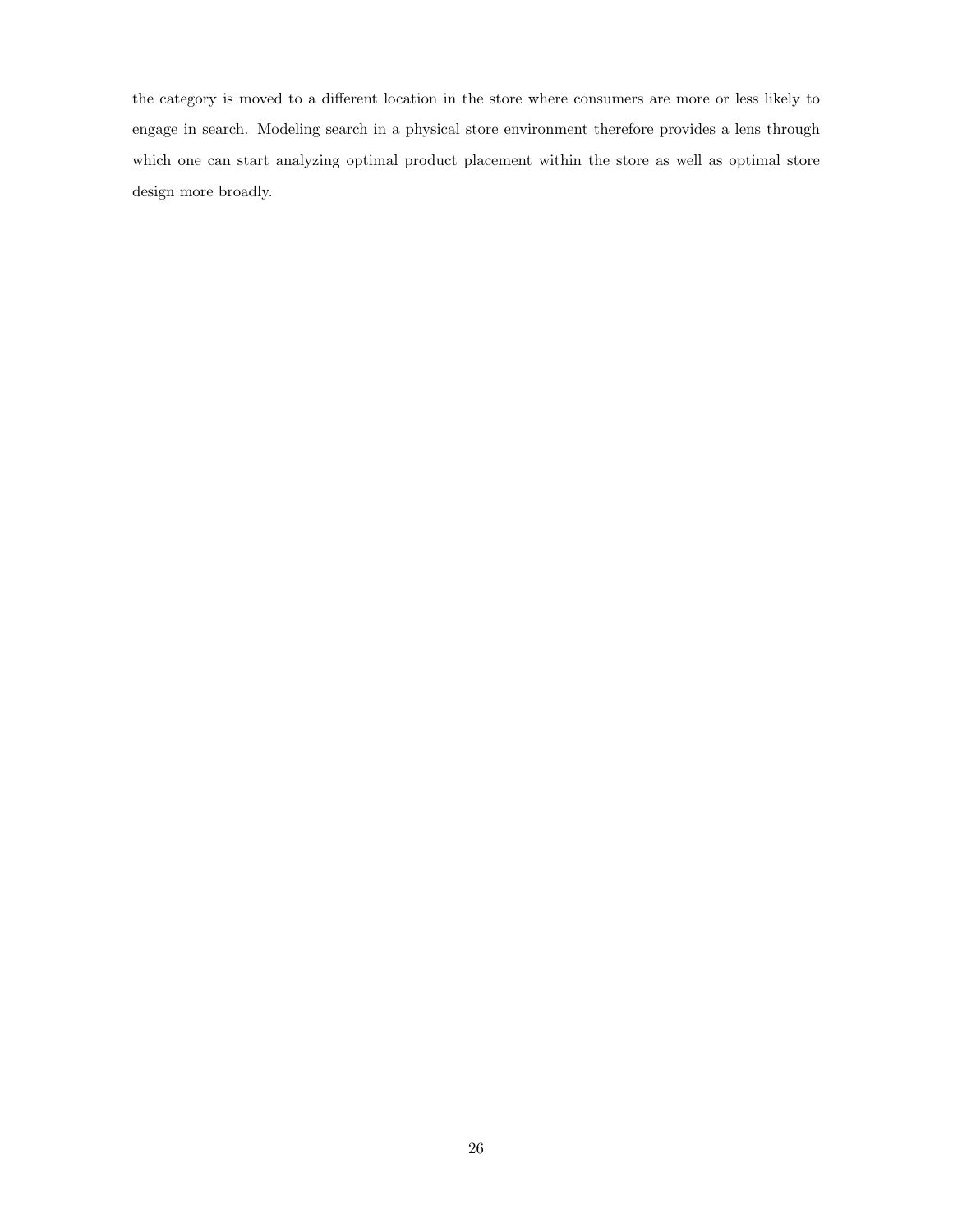the category is moved to a different location in the store where consumers are more or less likely to engage in search. Modeling search in a physical store environment therefore provides a lens through which one can start analyzing optimal product placement within the store as well as optimal store design more broadly.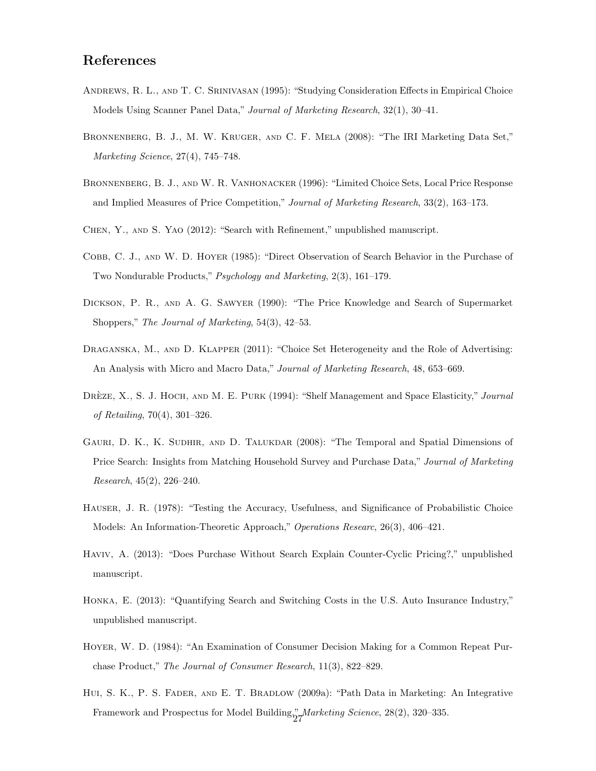## References

Andrews, R. L., and T. C. Srinivasan (1995): "Studying Consideration Effects in Empirical Choice Models Using Scanner Panel Data," *Journal of Marketing Research*, 32(1), 30–41.

Bronnenberg, B. J., M. W. Kruger, and C. F. Mela (2008): "The IRI Marketing Data Set," *Marketing Science*, 27(4), 745–748.

Bronnenberg, B. J., and W. R. Vanhonacker (1996): "Limited Choice Sets, Local Price Response and Implied Measures of Price Competition," *Journal of Marketing Research*, 33(2), 163–173.

Chen, Y., and S. Yao (2012): "Search with Refinement," unpublished manuscript.

Cobb, C. J., and W. D. Hoyer (1985): "Direct Observation of Search Behavior in the Purchase of Two Nondurable Products," *Psychology and Marketing*, 2(3), 161–179.

Dickson, P. R., and A. G. Sawyer (1990): "The Price Knowledge and Search of Supermarket Shoppers," *The Journal of Marketing*, 54(3), 42–53.

Draganska, M., and D. Klapper (2011): "Choice Set Heterogeneity and the Role of Advertising: An Analysis with Micro and Macro Data," *Journal of Marketing Research*, 48, 653–669.

Drèze, X., S. J. Hoch, and M. E. Purk (1994): "Shelf Management and Space Elasticity," *Journal of Retailing*, 70(4), 301–326.

Gauri, D. K., K. Sudhir, and D. Talukdar (2008): "The Temporal and Spatial Dimensions of Price Search: Insights from Matching Household Survey and Purchase Data," *Journal of Marketing Research*, 45(2), 226–240.

Hauser, J. R. (1978): "Testing the Accuracy, Usefulness, and Significance of Probabilistic Choice Models: An Information-Theoretic Approach," *Operations Researc*, 26(3), 406–421.

Haviv, A. (2013): "Does Purchase Without Search Explain Counter-Cyclic Pricing?," unpublished manuscript.

Honka, E. (2013): "Quantifying Search and Switching Costs in the U.S. Auto Insurance Industry," unpublished manuscript.

Hoyer, W. D. (1984): "An Examination of Consumer Decision Making for a Common Repeat Purchase Product," *The Journal of Consumer Research*, 11(3), 822–829.

Hui, S. K., P. S. Fader, and E. T. Bradlow (2009a): "Path Data in Marketing: An Integrative Framework and Prospectus for Model Building," *Marketing Science*, 28(2), 320–335.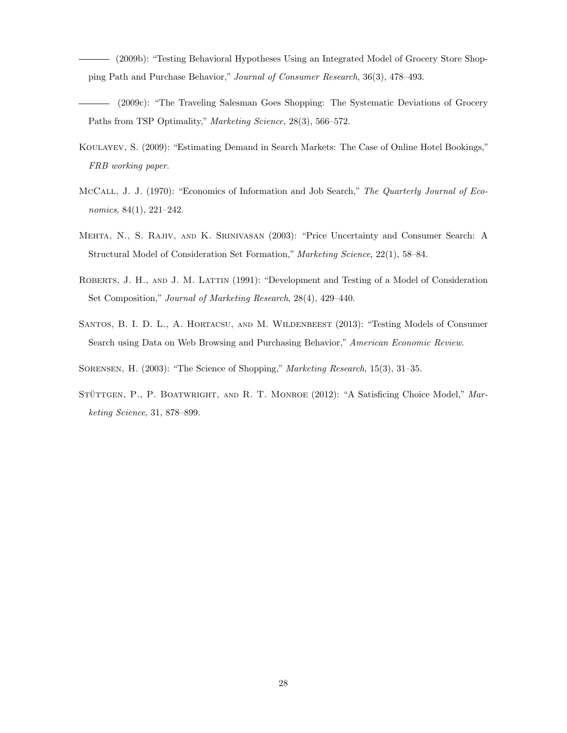——— (2009b): "Testing Behavioral Hypotheses Using an Integrated Model of Grocery Store Shopping Path and Purchase Behavior," *Journal of Consumer Research*, 36(3), 478–493.

——— (2009c): "The Traveling Salesman Goes Shopping: The Systematic Deviations of Grocery Paths from TSP Optimality," *Marketing Science*, 28(3), 566–572.

Koulayev, S. (2009): "Estimating Demand in Search Markets: The Case of Online Hotel Bookings," *FRB working paper*.

McCall, J. J. (1970): "Economics of Information and Job Search," *The Quarterly Journal of Economics*, 84(1), 221–242.

Mehta, N., S. Rajiv, and K. Srinivasan (2003): "Price Uncertainty and Consumer Search: A Structural Model of Consideration Set Formation," *Marketing Science*, 22(1), 58–84.

Roberts, J. H., and J. M. Lattin (1991): "Development and Testing of a Model of Consideration Set Composition," *Journal of Marketing Research*, 28(4), 429–440.

Santos, B. I. D. L., A. Hortacsu, and M. Wildenbeest (2013): "Testing Models of Consumer Search using Data on Web Browsing and Purchasing Behavior," *American Economic Review*.

Sorensen, H. (2003): "The Science of Shopping," *Marketing Research*, 15(3), 31–35.

Stüttgen, P., P. Boatwright, and R. T. Monroe (2012): "A Satisficing Choice Model," *Marketing Science*, 31, 878–899.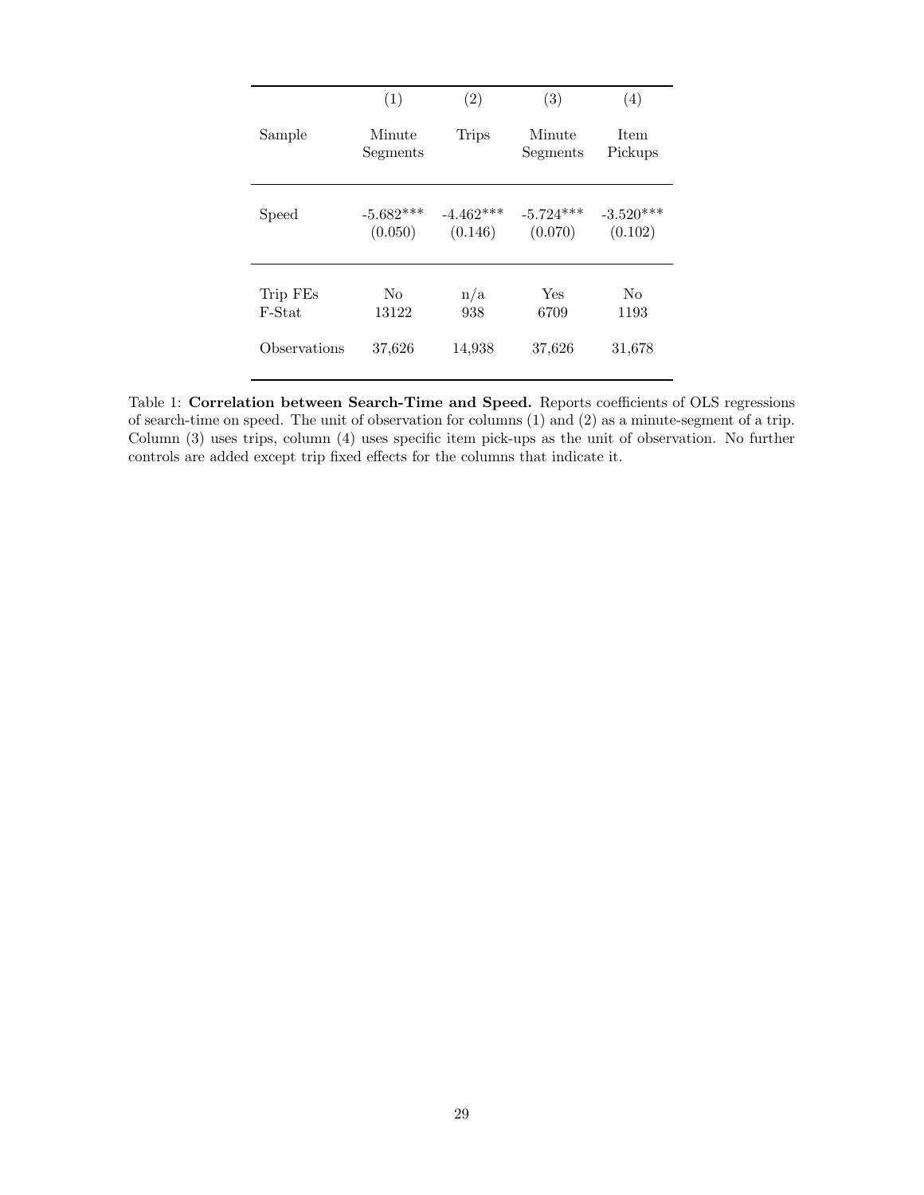| | (1) | (2) | (3) | (4) |
|---|---|---|---|---|
| Sample | Minute Segments | Trips | Minute Segments | Item Pickups |
| Speed | -5.682*** | -4.462*** | -5.724*** | -3.520*** |
| | (0.050) | (0.146) | (0.070) | (0.102) |
| Trip FEs | No | n/a | Yes | No |
| F-Stat | 13122 | 938 | 6709 | 1193 |
| Observations | 37,626 | 14,938 | 37,626 | 31,678 |

Table 1: **Correlation between Search-Time and Speed.** Reports coefficients of OLS regressions of search-time on speed. The unit of observation for columns (1) and (2) as a minute-segment of a trip. Column (3) uses trips, column (4) uses specific item pick-ups as the unit of observation. No further controls are added except trip fixed effects for the columns that indicate it.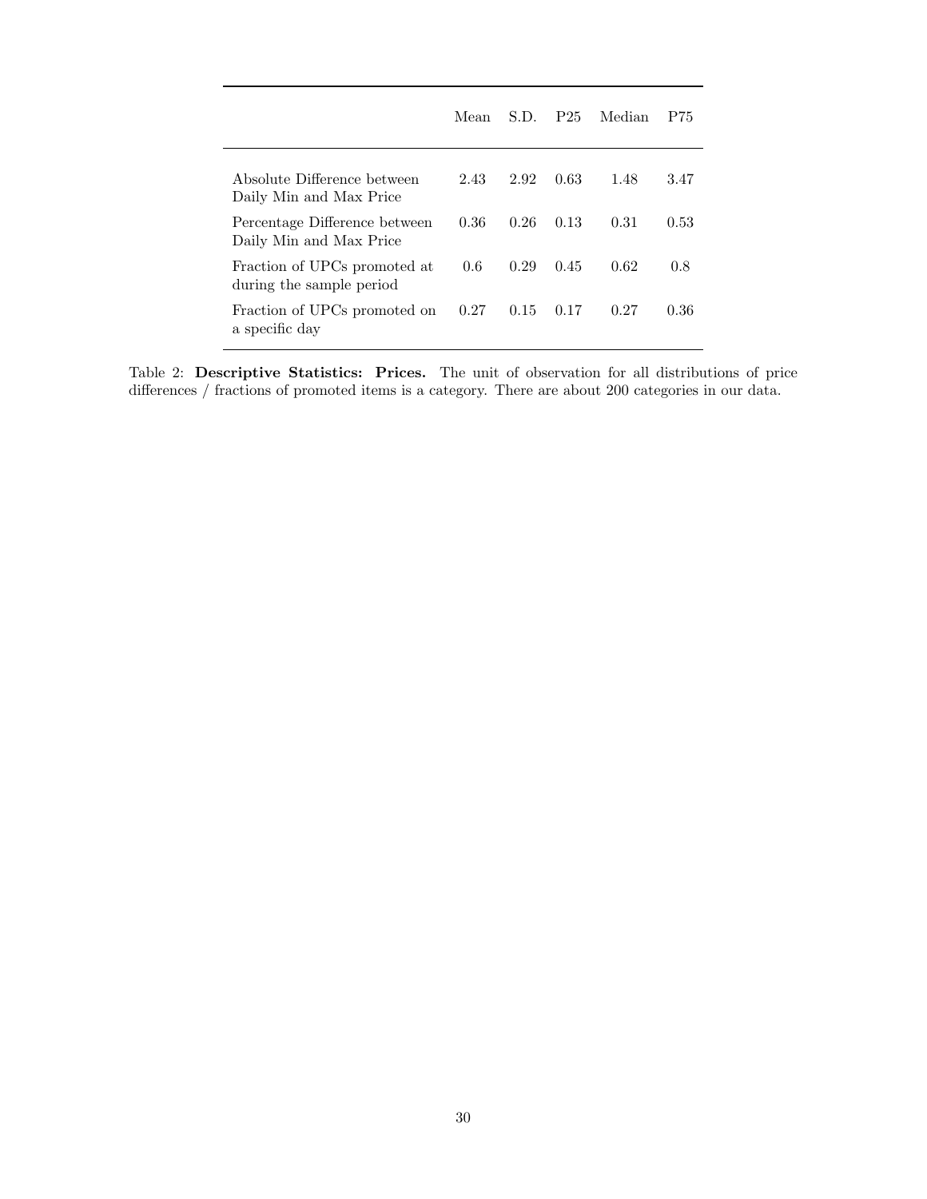| | Mean | S.D. | P25 | Median | P75 |
|---|---|---|---|---|---|
| Absolute Difference between Daily Min and Max Price | 2.43 | 2.92 | 0.63 | 1.48 | 3.47 |
| Percentage Difference between Daily Min and Max Price | 0.36 | 0.26 | 0.13 | 0.31 | 0.53 |
| Fraction of UPCs promoted at during the sample period | 0.6 | 0.29 | 0.45 | 0.62 | 0.8 |
| Fraction of UPCs promoted on a specific day | 0.27 | 0.15 | 0.17 | 0.27 | 0.36 |

Table 2: **Descriptive Statistics: Prices.** The unit of observation for all distributions of price differences / fractions of promoted items is a category. There are about 200 categories in our data.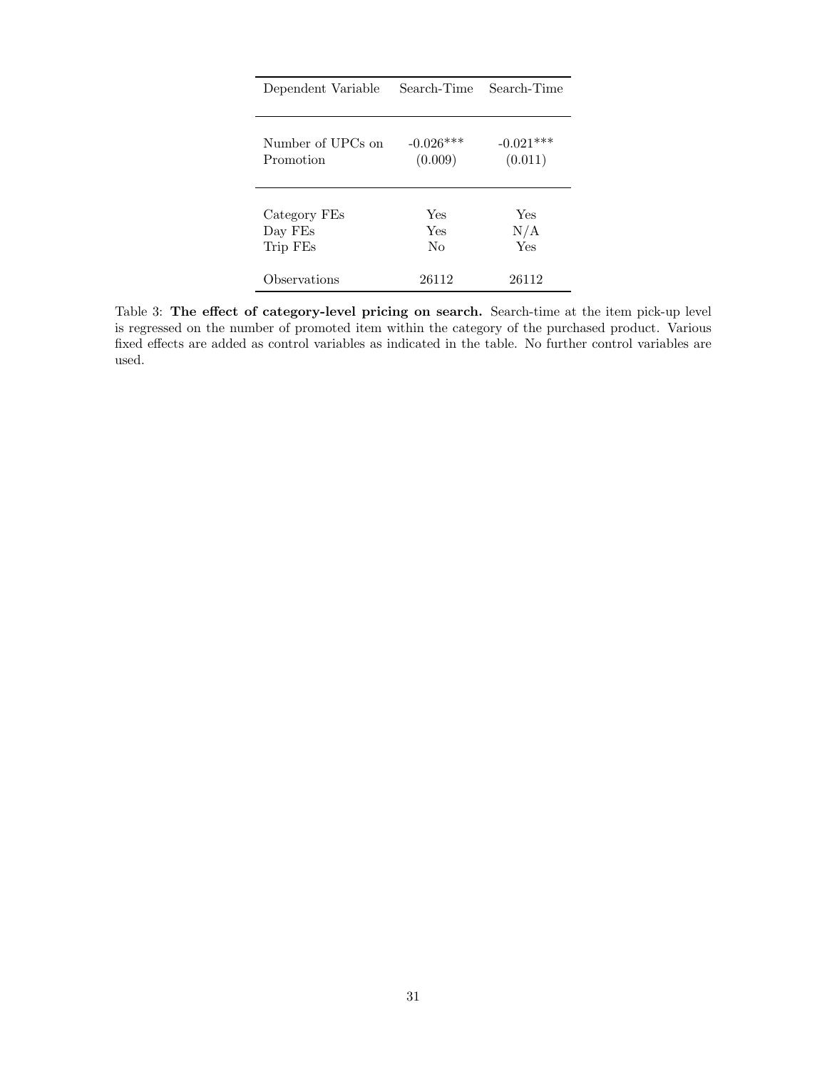| Dependent Variable | Search-Time | Search-Time |
|---|---|---|
| Number of UPCs on Promotion | -0.026*** | -0.021*** |
| | (0.009) | (0.011) |
| Category FEs | Yes | Yes |
| Day FEs | Yes | N/A |
| Trip FEs | No | Yes |
| Observations | 26112 | 26112 |

Table 3: **The effect of category-level pricing on search.** Search-time at the item pick-up level is regressed on the number of promoted item within the category of the purchased product. Various fixed effects are added as control variables as indicated in the table. No further control variables are used.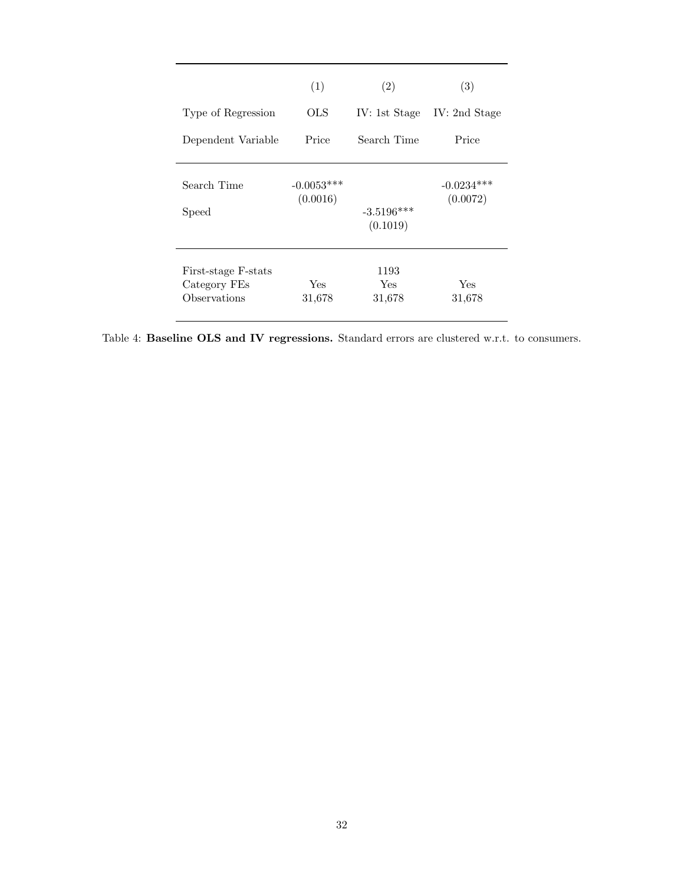| | (1) | (2) | (3) |
|---|---|---|---|
| Type of Regression | OLS | IV: 1st Stage | IV: 2nd Stage |
| Dependent Variable | Price | Search Time | Price |
| Search Time | -0.0053*** | | -0.0234*** |
| | (0.0016) | | (0.0072) |
| Speed | | -3.5196*** | |
| | | (0.1019) | |
| First-stage F-stats | | 1193 | |
| Category FEs | Yes | Yes | Yes |
| Observations | 31,678 | 31,678 | 31,678 |

Table 4: **Baseline OLS and IV regressions.** Standard errors are clustered w.r.t. to consumers.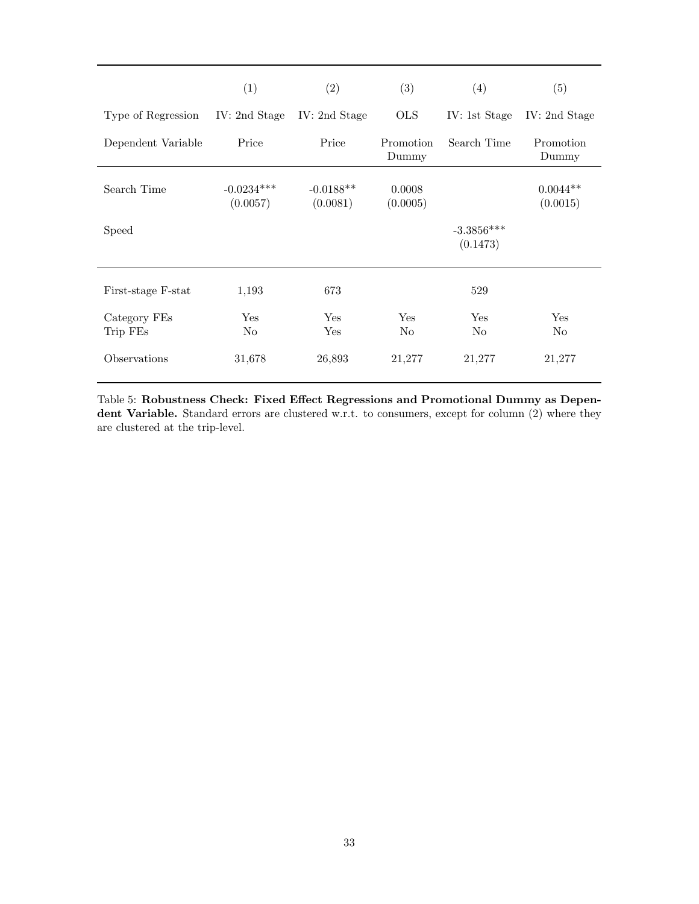| | (1) | (2) | (3) | (4) | (5) |
|---|---|---|---|---|---|
| Type of Regression | IV: 2nd Stage | IV: 2nd Stage | OLS | IV: 1st Stage | IV: 2nd Stage |
| Dependent Variable | Price | Price | Promotion Dummy | Search Time | Promotion Dummy |
| Search Time | -0.0234*** | -0.0188** | 0.0008 | | 0.0044** |
| | (0.0057) | (0.0081) | (0.0005) | | (0.0015) |
| Speed | | | | -3.3856*** | |
| | | | | (0.1473) | |
| First-stage F-stat | 1,193 | 673 | | 529 | |
| Category FEs | Yes | Yes | Yes | Yes | Yes |
| Trip FEs | No | Yes | No | No | No |
| Observations | 31,678 | 26,893 | 21,277 | 21,277 | 21,277 |

Table 5: **Robustness Check: Fixed Effect Regressions and Promotional Dummy as Dependent Variable.** Standard errors are clustered w.r.t. to consumers, except for column (2) where they are clustered at the trip-level.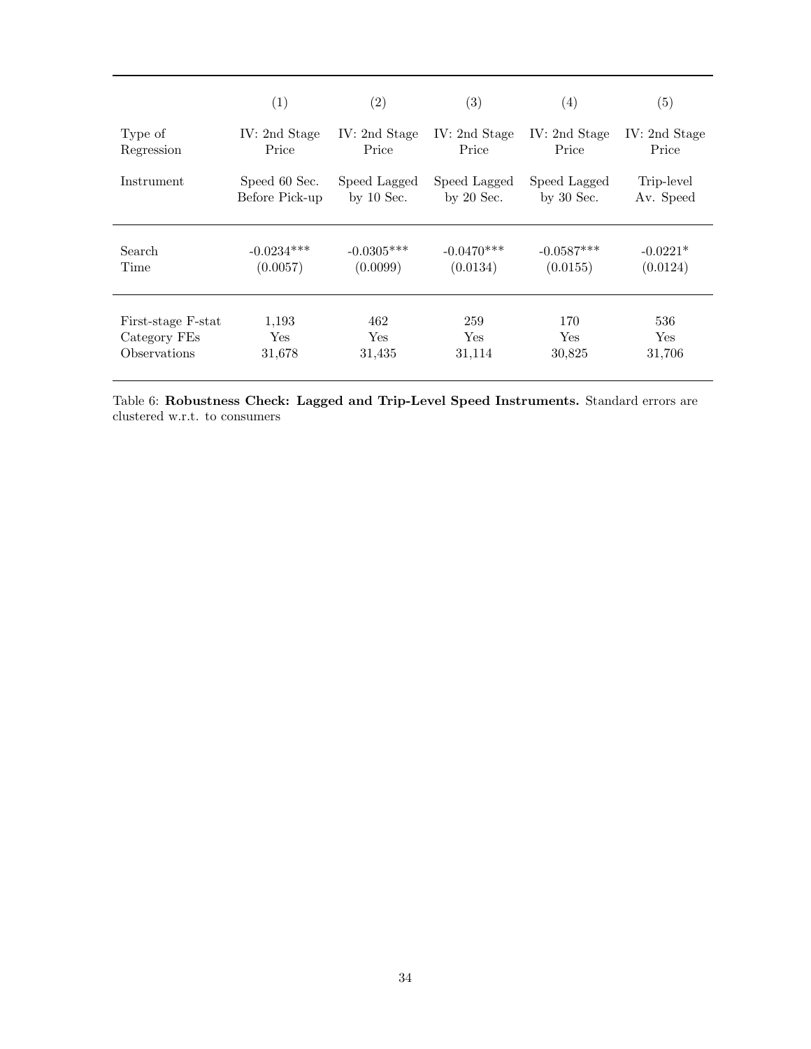| | (1) | (2) | (3) | (4) | (5) |
|---|---|---|---|---|---|
| Type of Regression | IV: 2nd Stage Price | IV: 2nd Stage Price | IV: 2nd Stage Price | IV: 2nd Stage Price | IV: 2nd Stage Price |
| Instrument | Speed 60 Sec. Before Pick-up | Speed Lagged by 10 Sec. | Speed Lagged by 20 Sec. | Speed Lagged by 30 Sec. | Trip-level Av. Speed |
| Search Time | -0.0234*** (0.0057) | -0.0305*** (0.0099) | -0.0470*** (0.0134) | -0.0587*** (0.0155) | -0.0221* (0.0124) |
| First-stage F-stat | 1,193 | 462 | 259 | 170 | 536 |
| Category FEs | Yes | Yes | Yes | Yes | Yes |
| Observations | 31,678 | 31,435 | 31,114 | 30,825 | 31,706 |

Table 6: **Robustness Check: Lagged and Trip-Level Speed Instruments.** Standard errors are clustered w.r.t. to consumers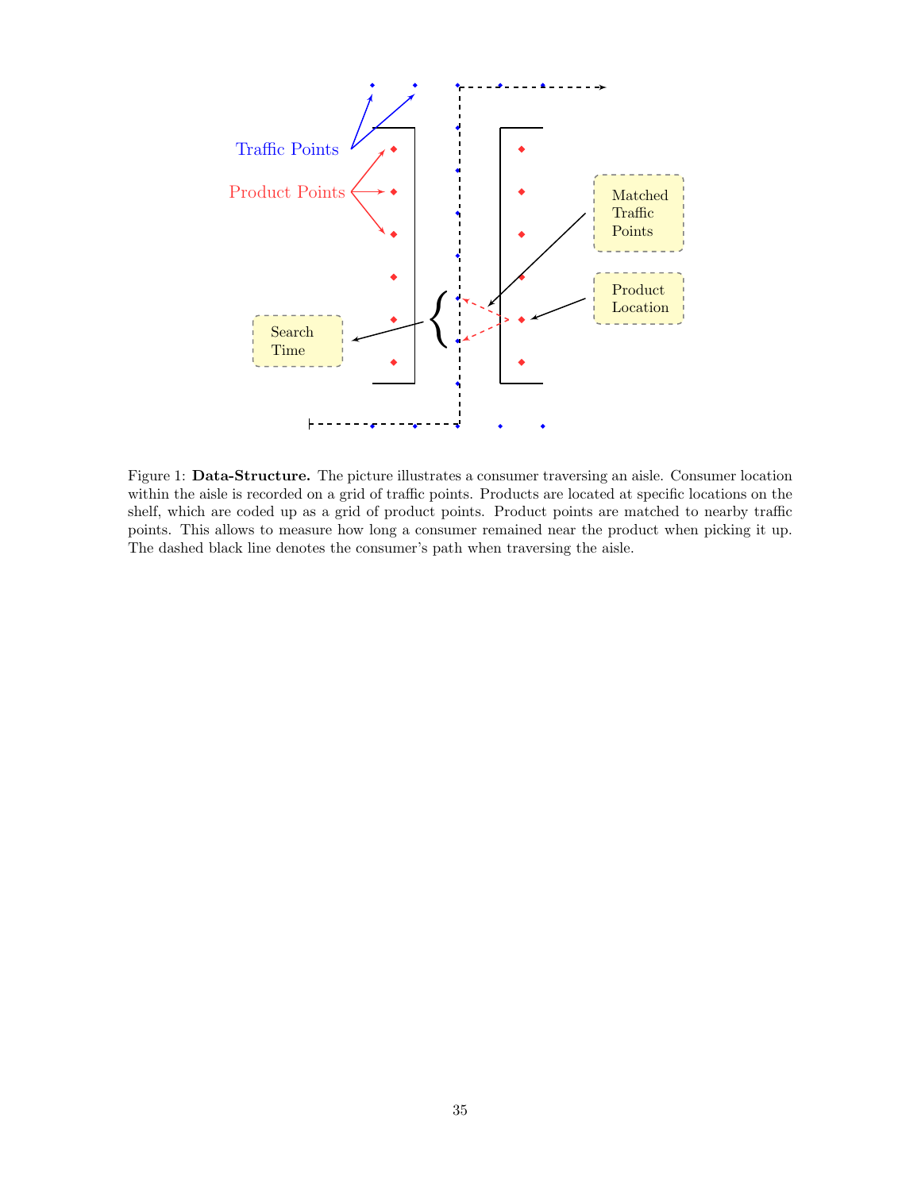Figure 1: **Data-Structure.** The picture illustrates a consumer traversing an aisle. Consumer location within the aisle is recorded on a grid of traffic points. Products are located at specific locations on the shelf, which are coded up as a grid of product points. Product points are matched to nearby traffic points. This allows to measure how long a consumer remained near the product when picking it up. The dashed black line denotes the consumer's path when traversing the aisle.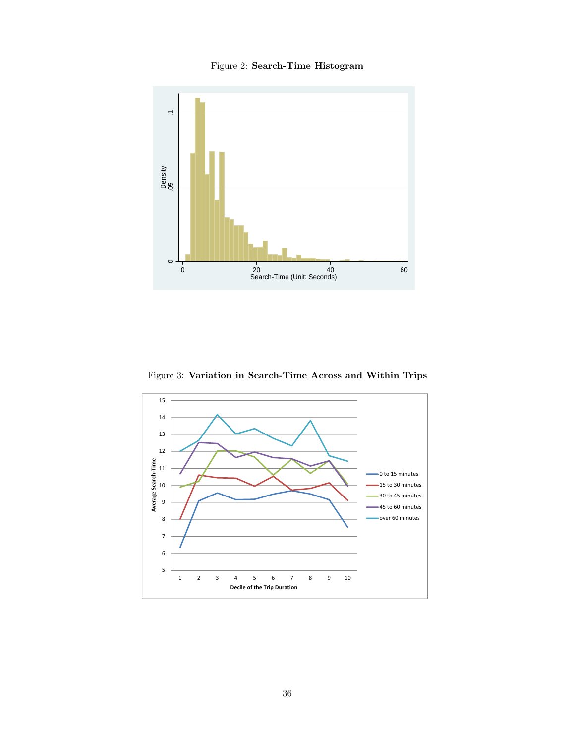Figure 2: **Search-Time Histogram**

Figure 3: **Variation in Search-Time Across and Within Trips**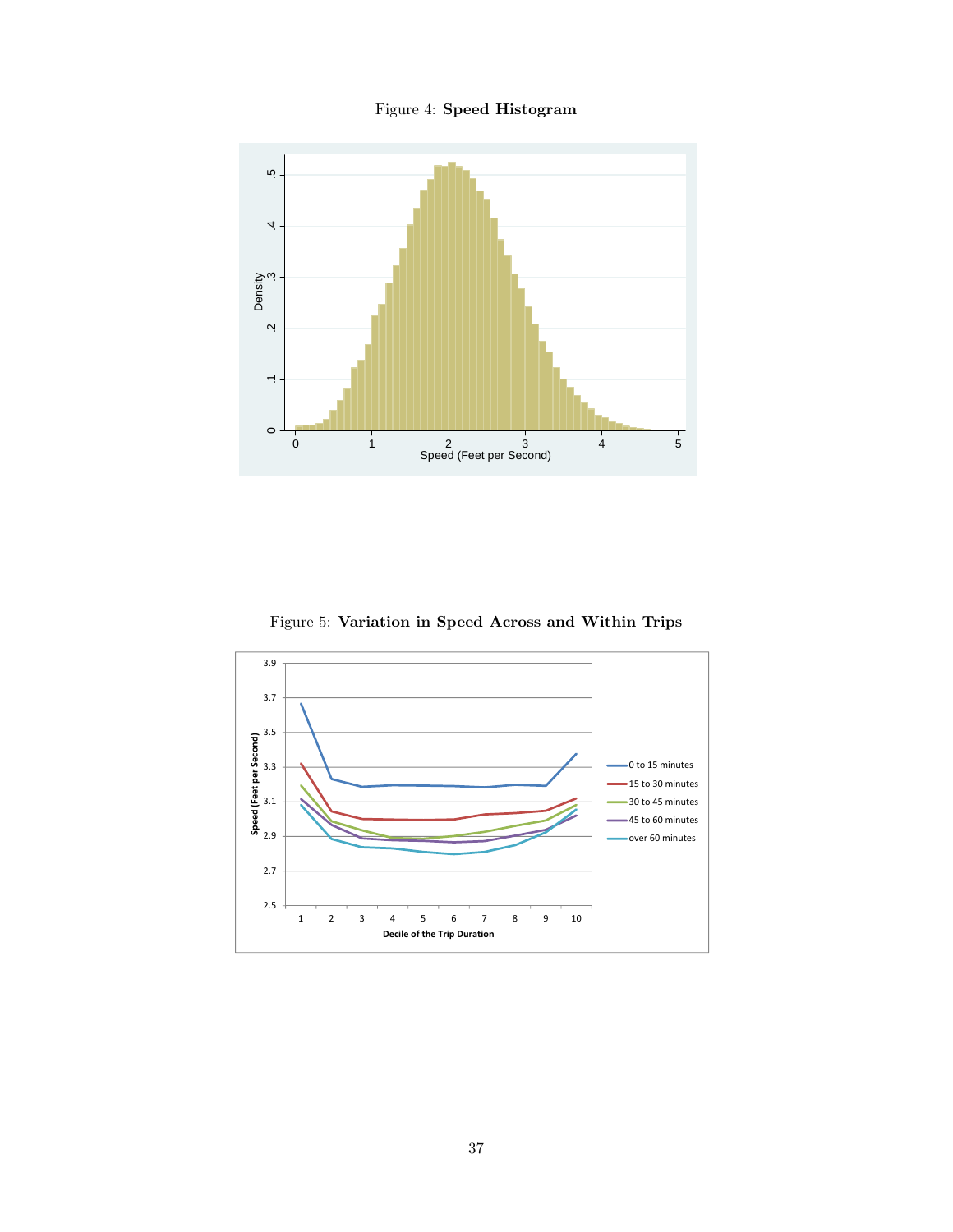Figure 4: **Speed Histogram**

Figure 5: **Variation in Speed Across and Within Trips**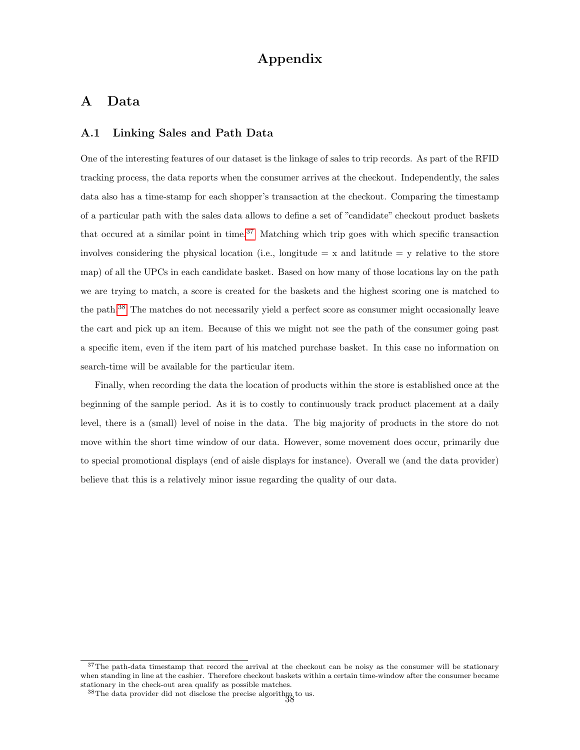# Appendix

## A Data

### A.1 Linking Sales and Path Data

One of the interesting features of our dataset is the linkage of sales to trip records. As part of the RFID tracking process, the data reports when the consumer arrives at the checkout. Independently, the sales data also has a time-stamp for each shopper's transaction at the checkout. Comparing the timestamp of a particular path with the sales data allows to define a set of "candidate" checkout product baskets that occured at a similar point in time.[37] Matching which trip goes with which specific transaction involves considering the physical location (i.e., longitude = x and latitude = y relative to the store map) of all the UPCs in each candidate basket. Based on how many of those locations lay on the path we are trying to match, a score is created for the baskets and the highest scoring one is matched to the path.[38] The matches do not necessarily yield a perfect score as consumer might occasionally leave the cart and pick up an item. Because of this we might not see the path of the consumer going past a specific item, even if the item part of his matched purchase basket. In this case no information on search-time will be available for the particular item.

Finally, when recording the data the location of products within the store is established once at the beginning of the sample period. As it is to costly to continuously track product placement at a daily level, there is a (small) level of noise in the data. The big majority of products in the store do not move within the short time window of our data. However, some movement does occur, primarily due to special promotional displays (end of aisle displays for instance). Overall we (and the data provider) believe that this is a relatively minor issue regarding the quality of our data.

[37] The path-data timestamp that record the arrival at the checkout can be noisy as the consumer will be stationary when standing in line at the cashier. Therefore checkout baskets within a certain time-window after the consumer became stationary in the check-out area qualify as possible matches.

[38] The data provider did not disclose the precise algorithm to us.